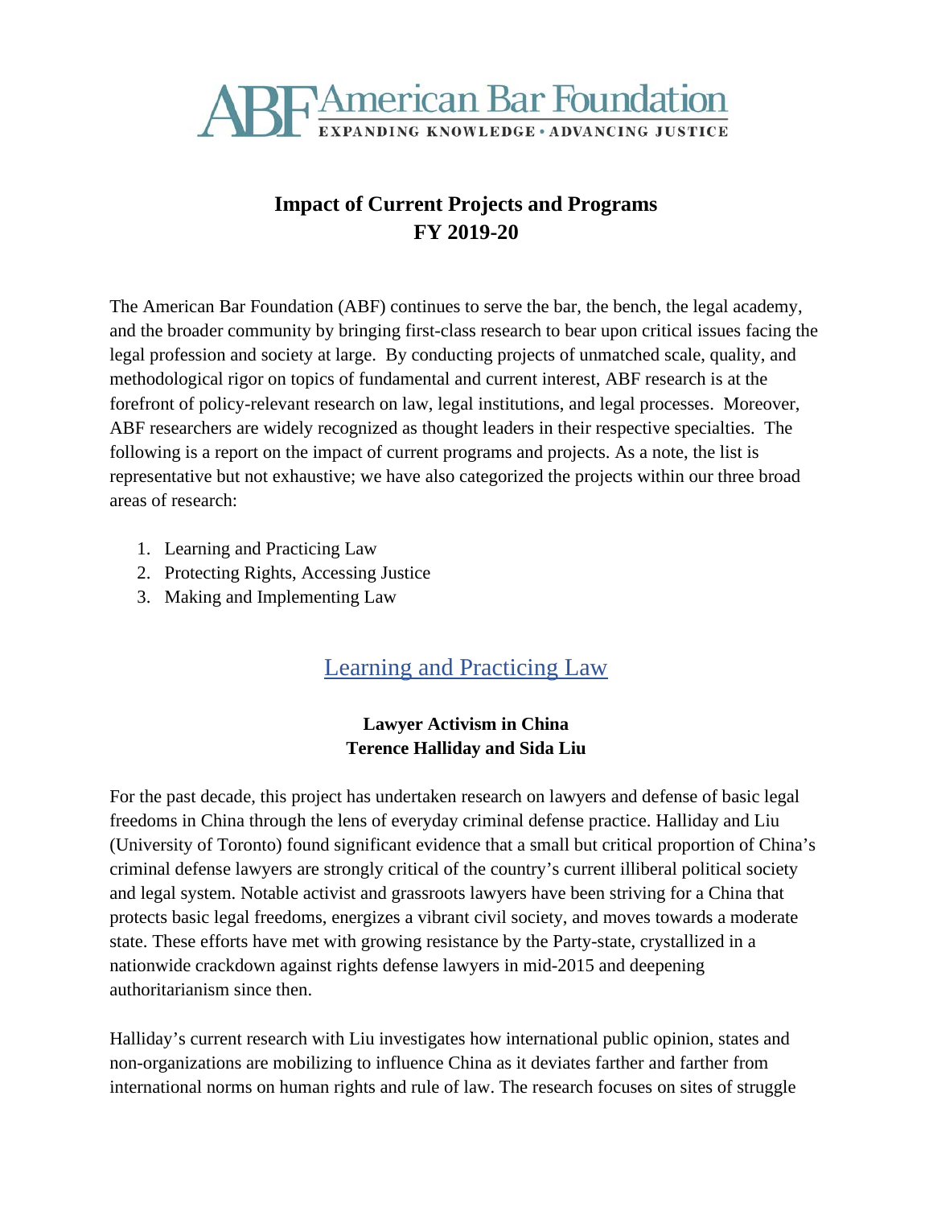ABF American Bar Foundation
EXPANDING KNOWLEDGE • ADVANCING JUSTICE

# Impact of Current Projects and Programs
# FY 2019-20

The American Bar Foundation (ABF) continues to serve the bar, the bench, the legal academy, and the broader community by bringing first-class research to bear upon critical issues facing the legal profession and society at large. By conducting projects of unmatched scale, quality, and methodological rigor on topics of fundamental and current interest, ABF research is at the forefront of policy-relevant research on law, legal institutions, and legal processes. Moreover, ABF researchers are widely recognized as thought leaders in their respective specialties. The following is a report on the impact of current programs and projects. As a note, the list is representative but not exhaustive; we have also categorized the projects within our three broad areas of research:

1. Learning and Practicing Law
2. Protecting Rights, Accessing Justice
3. Making and Implementing Law

## Learning and Practicing Law

### Lawyer Activism in China
### Terence Halliday and Sida Liu

For the past decade, this project has undertaken research on lawyers and defense of basic legal freedoms in China through the lens of everyday criminal defense practice. Halliday and Liu (University of Toronto) found significant evidence that a small but critical proportion of China's criminal defense lawyers are strongly critical of the country's current illiberal political society and legal system. Notable activist and grassroots lawyers have been striving for a China that protects basic legal freedoms, energizes a vibrant civil society, and moves towards a moderate state. These efforts have met with growing resistance by the Party-state, crystallized in a nationwide crackdown against rights defense lawyers in mid-2015 and deepening authoritarianism since then.

Halliday's current research with Liu investigates how international public opinion, states and non-organizations are mobilizing to influence China as it deviates farther and farther from international norms on human rights and rule of law. The research focuses on sites of struggle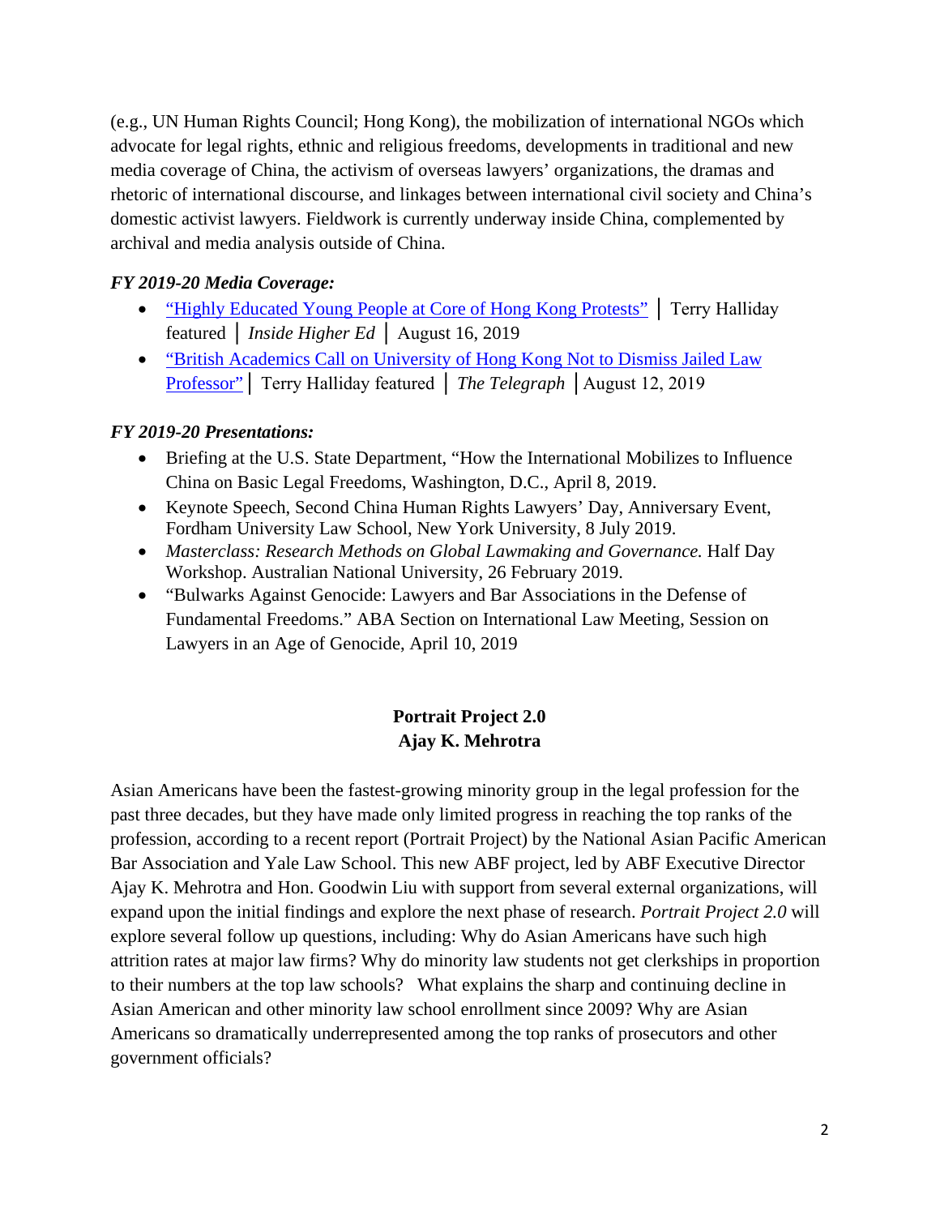(e.g., UN Human Rights Council; Hong Kong), the mobilization of international NGOs which advocate for legal rights, ethnic and religious freedoms, developments in traditional and new media coverage of China, the activism of overseas lawyers' organizations, the dramas and rhetoric of international discourse, and linkages between international civil society and China's domestic activist lawyers. Fieldwork is currently underway inside China, complemented by archival and media analysis outside of China.

***FY 2019-20 Media Coverage:***

- "Highly Educated Young People at Core of Hong Kong Protests" │ Terry Halliday featured │ *Inside Higher Ed* │ August 16, 2019
- "British Academics Call on University of Hong Kong Not to Dismiss Jailed Law Professor" │ Terry Halliday featured │ *The Telegraph* │August 12, 2019

***FY 2019-20 Presentations:***

- Briefing at the U.S. State Department, "How the International Mobilizes to Influence China on Basic Legal Freedoms, Washington, D.C., April 8, 2019.
- Keynote Speech, Second China Human Rights Lawyers' Day, Anniversary Event, Fordham University Law School, New York University, 8 July 2019.
- *Masterclass: Research Methods on Global Lawmaking and Governance.* Half Day Workshop. Australian National University, 26 February 2019.
- "Bulwarks Against Genocide: Lawyers and Bar Associations in the Defense of Fundamental Freedoms." ABA Section on International Law Meeting, Session on Lawyers in an Age of Genocide, April 10, 2019

## Portrait Project 2.0
## Ajay K. Mehrotra

Asian Americans have been the fastest-growing minority group in the legal profession for the past three decades, but they have made only limited progress in reaching the top ranks of the profession, according to a recent report (Portrait Project) by the National Asian Pacific American Bar Association and Yale Law School. This new ABF project, led by ABF Executive Director Ajay K. Mehrotra and Hon. Goodwin Liu with support from several external organizations, will expand upon the initial findings and explore the next phase of research. *Portrait Project 2.0* will explore several follow up questions, including: Why do Asian Americans have such high attrition rates at major law firms? Why do minority law students not get clerkships in proportion to their numbers at the top law schools? What explains the sharp and continuing decline in Asian American and other minority law school enrollment since 2009? Why are Asian Americans so dramatically underrepresented among the top ranks of prosecutors and other government officials?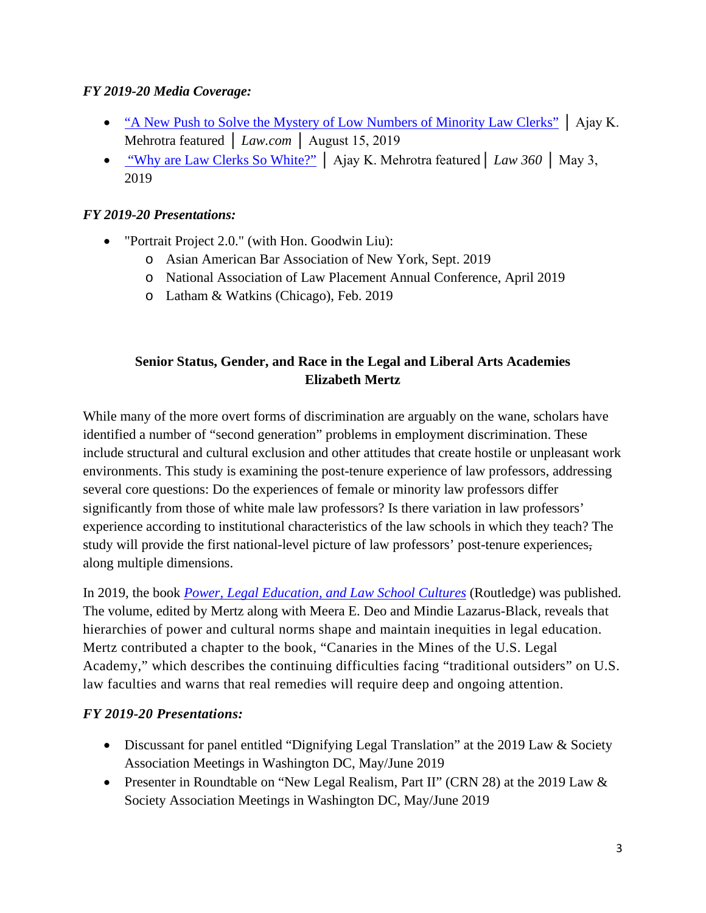### *FY 2019-20 Media Coverage:*

- "A New Push to Solve the Mystery of Low Numbers of Minority Law Clerks" │ Ajay K. Mehrotra featured │ *Law.com* │ August 15, 2019
- "Why are Law Clerks So White?" │ Ajay K. Mehrotra featured│ *Law 360* │ May 3, 2019

### *FY 2019-20 Presentations:*

- "Portrait Project 2.0." (with Hon. Goodwin Liu):
  - Asian American Bar Association of New York, Sept. 2019
  - National Association of Law Placement Annual Conference, April 2019
  - Latham & Watkins (Chicago), Feb. 2019

## Senior Status, Gender, and Race in the Legal and Liberal Arts Academies
**Elizabeth Mertz**

While many of the more overt forms of discrimination are arguably on the wane, scholars have identified a number of "second generation" problems in employment discrimination. These include structural and cultural exclusion and other attitudes that create hostile or unpleasant work environments. This study is examining the post-tenure experience of law professors, addressing several core questions: Do the experiences of female or minority law professors differ significantly from those of white male law professors? Is there variation in law professors' experience according to institutional characteristics of the law schools in which they teach? The study will provide the first national-level picture of law professors' post-tenure experiences, along multiple dimensions.

In 2019, the book *Power, Legal Education, and Law School Cultures* (Routledge) was published. The volume, edited by Mertz along with Meera E. Deo and Mindie Lazarus-Black, reveals that hierarchies of power and cultural norms shape and maintain inequities in legal education. Mertz contributed a chapter to the book, "Canaries in the Mines of the U.S. Legal Academy," which describes the continuing difficulties facing "traditional outsiders" on U.S. law faculties and warns that real remedies will require deep and ongoing attention.

### *FY 2019-20 Presentations:*

- Discussant for panel entitled "Dignifying Legal Translation" at the 2019 Law & Society Association Meetings in Washington DC, May/June 2019
- Presenter in Roundtable on "New Legal Realism, Part II" (CRN 28) at the 2019 Law & Society Association Meetings in Washington DC, May/June 2019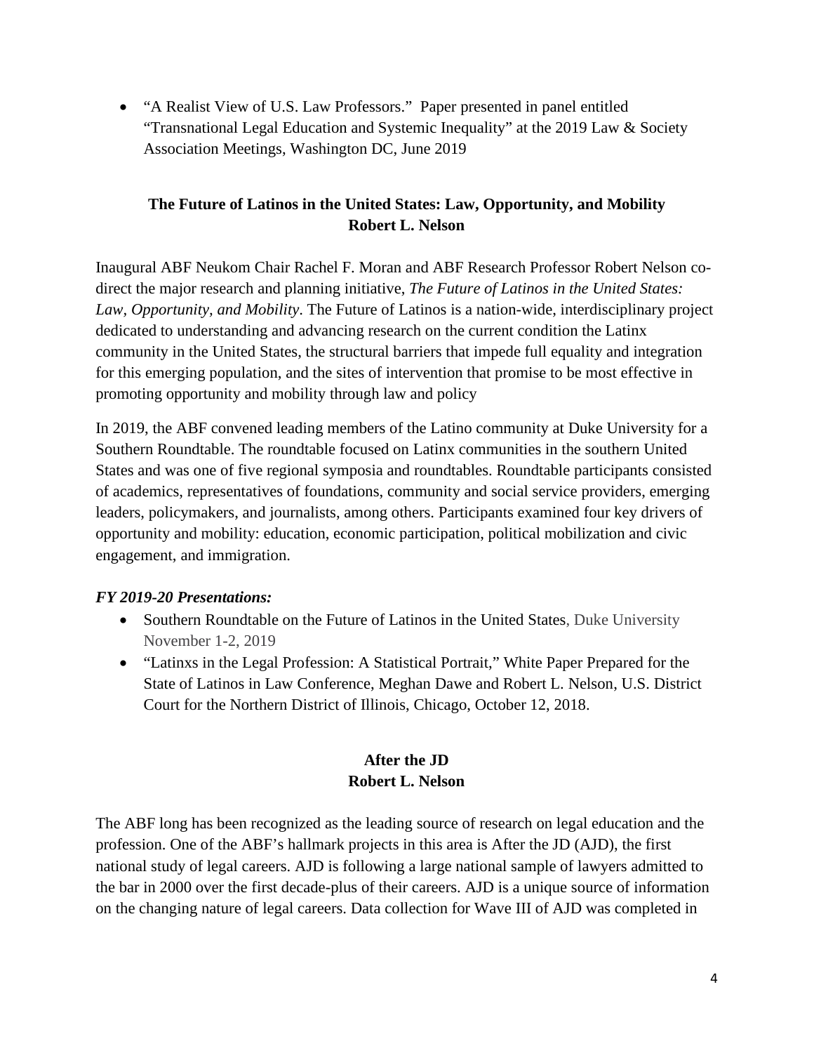- "A Realist View of U.S. Law Professors." Paper presented in panel entitled "Transnational Legal Education and Systemic Inequality" at the 2019 Law & Society Association Meetings, Washington DC, June 2019

## The Future of Latinos in the United States: Law, Opportunity, and Mobility
**Robert L. Nelson**

Inaugural ABF Neukom Chair Rachel F. Moran and ABF Research Professor Robert Nelson co-direct the major research and planning initiative, *The Future of Latinos in the United States: Law, Opportunity, and Mobility*. The Future of Latinos is a nation-wide, interdisciplinary project dedicated to understanding and advancing research on the current condition the Latinx community in the United States, the structural barriers that impede full equality and integration for this emerging population, and the sites of intervention that promise to be most effective in promoting opportunity and mobility through law and policy

In 2019, the ABF convened leading members of the Latino community at Duke University for a Southern Roundtable. The roundtable focused on Latinx communities in the southern United States and was one of five regional symposia and roundtables. Roundtable participants consisted of academics, representatives of foundations, community and social service providers, emerging leaders, policymakers, and journalists, among others. Participants examined four key drivers of opportunity and mobility: education, economic participation, political mobilization and civic engagement, and immigration.

***FY 2019-20 Presentations:***

- Southern Roundtable on the Future of Latinos in the United States, Duke University November 1-2, 2019
- "Latinxs in the Legal Profession: A Statistical Portrait," White Paper Prepared for the State of Latinos in Law Conference, Meghan Dawe and Robert L. Nelson, U.S. District Court for the Northern District of Illinois, Chicago, October 12, 2018.

## After the JD
**Robert L. Nelson**

The ABF long has been recognized as the leading source of research on legal education and the profession. One of the ABF's hallmark projects in this area is After the JD (AJD), the first national study of legal careers. AJD is following a large national sample of lawyers admitted to the bar in 2000 over the first decade-plus of their careers. AJD is a unique source of information on the changing nature of legal careers. Data collection for Wave III of AJD was completed in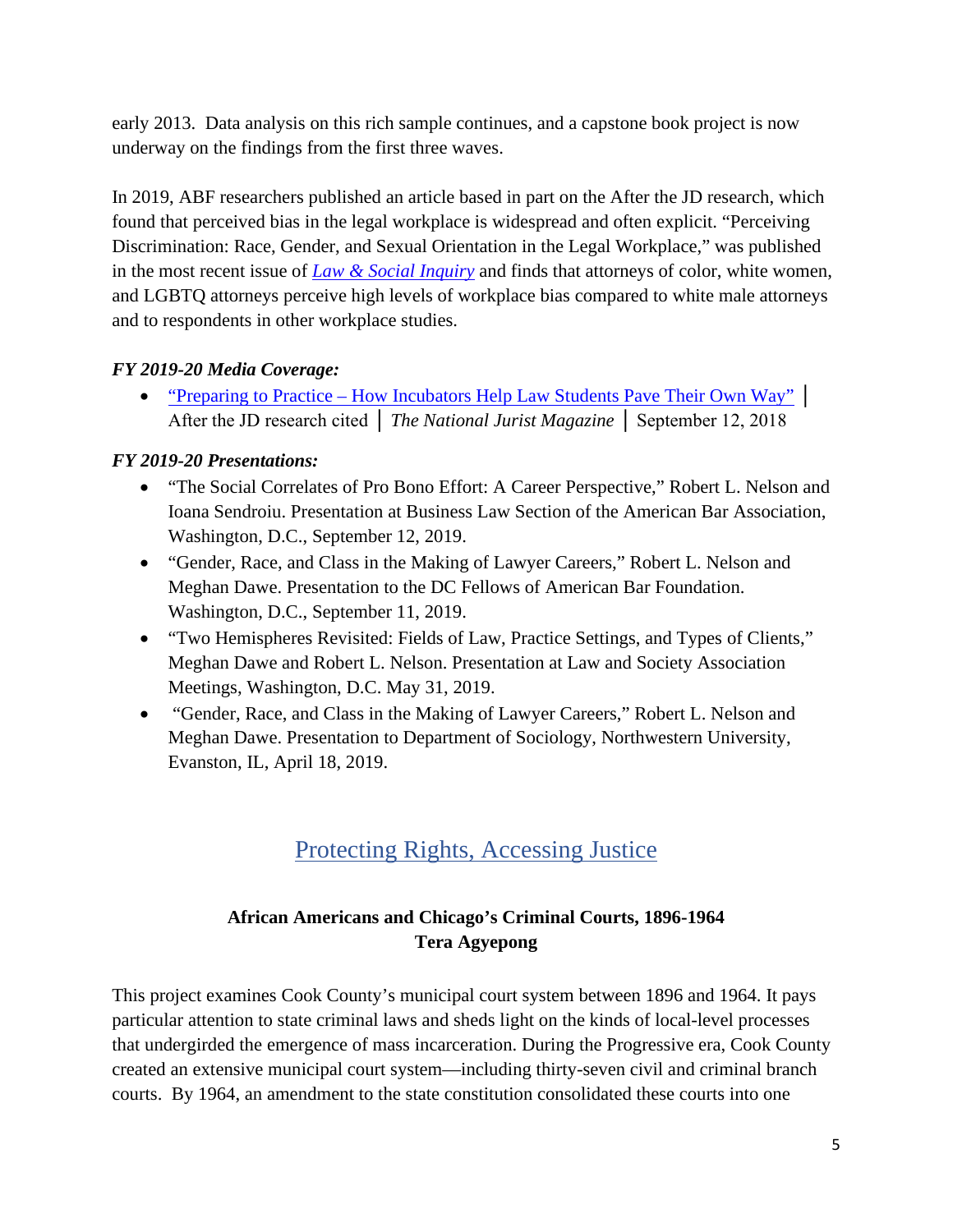early 2013. Data analysis on this rich sample continues, and a capstone book project is now underway on the findings from the first three waves.

In 2019, ABF researchers published an article based in part on the After the JD research, which found that perceived bias in the legal workplace is widespread and often explicit. "Perceiving Discrimination: Race, Gender, and Sexual Orientation in the Legal Workplace," was published in the most recent issue of *Law & Social Inquiry* and finds that attorneys of color, white women, and LGBTQ attorneys perceive high levels of workplace bias compared to white male attorneys and to respondents in other workplace studies.

***FY 2019-20 Media Coverage:***

- "Preparing to Practice – How Incubators Help Law Students Pave Their Own Way" │ After the JD research cited │ *The National Jurist Magazine* │ September 12, 2018

***FY 2019-20 Presentations:***

- "The Social Correlates of Pro Bono Effort: A Career Perspective," Robert L. Nelson and Ioana Sendroiu. Presentation at Business Law Section of the American Bar Association, Washington, D.C., September 12, 2019.
- "Gender, Race, and Class in the Making of Lawyer Careers," Robert L. Nelson and Meghan Dawe. Presentation to the DC Fellows of American Bar Foundation. Washington, D.C., September 11, 2019.
- "Two Hemispheres Revisited: Fields of Law, Practice Settings, and Types of Clients," Meghan Dawe and Robert L. Nelson. Presentation at Law and Society Association Meetings, Washington, D.C. May 31, 2019.
- "Gender, Race, and Class in the Making of Lawyer Careers," Robert L. Nelson and Meghan Dawe. Presentation to Department of Sociology, Northwestern University, Evanston, IL, April 18, 2019.

## Protecting Rights, Accessing Justice

**African Americans and Chicago's Criminal Courts, 1896-1964**
**Tera Agyepong**

This project examines Cook County's municipal court system between 1896 and 1964. It pays particular attention to state criminal laws and sheds light on the kinds of local-level processes that undergirded the emergence of mass incarceration. During the Progressive era, Cook County created an extensive municipal court system—including thirty-seven civil and criminal branch courts. By 1964, an amendment to the state constitution consolidated these courts into one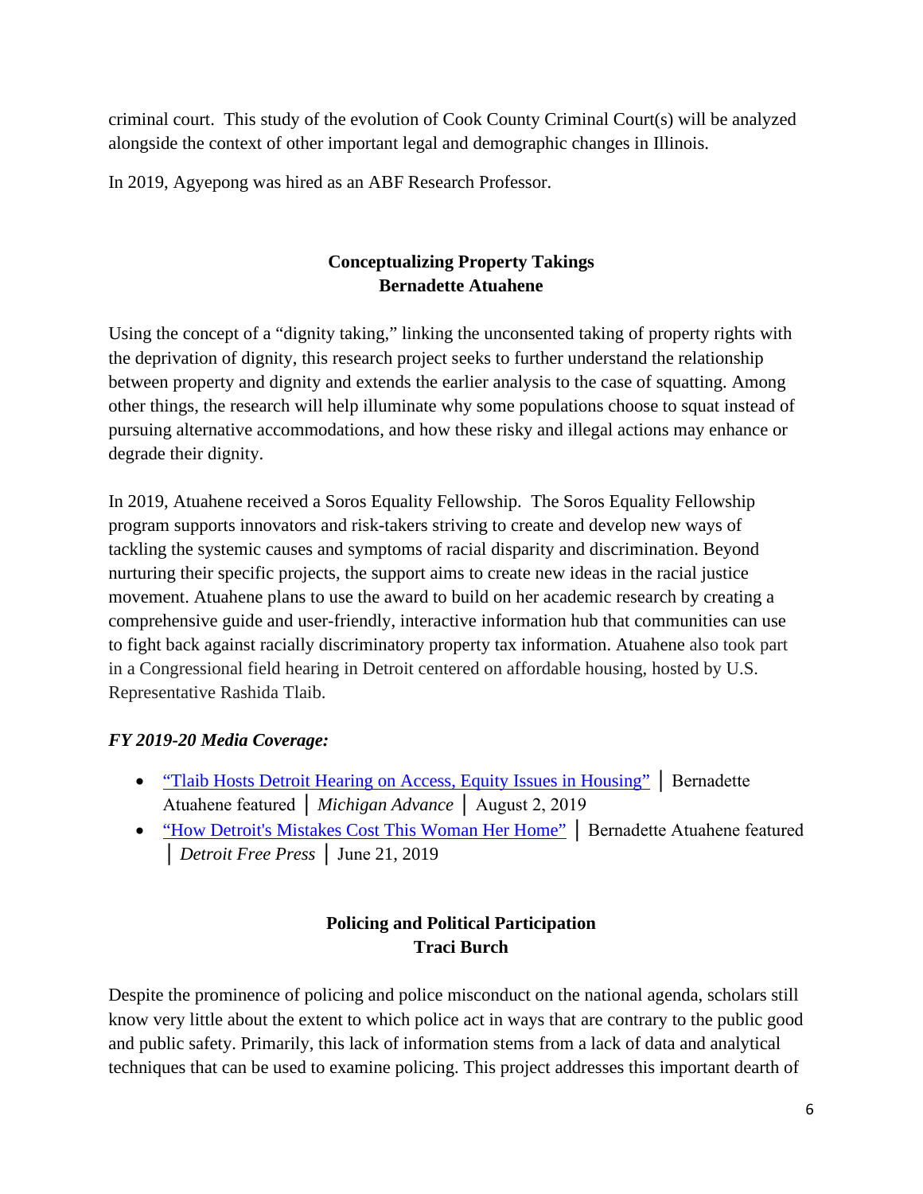criminal court. This study of the evolution of Cook County Criminal Court(s) will be analyzed alongside the context of other important legal and demographic changes in Illinois.

In 2019, Agyepong was hired as an ABF Research Professor.

### Conceptualizing Property Takings
### Bernadette Atuahene

Using the concept of a "dignity taking," linking the unconsented taking of property rights with the deprivation of dignity, this research project seeks to further understand the relationship between property and dignity and extends the earlier analysis to the case of squatting. Among other things, the research will help illuminate why some populations choose to squat instead of pursuing alternative accommodations, and how these risky and illegal actions may enhance or degrade their dignity.

In 2019, Atuahene received a Soros Equality Fellowship. The Soros Equality Fellowship program supports innovators and risk-takers striving to create and develop new ways of tackling the systemic causes and symptoms of racial disparity and discrimination. Beyond nurturing their specific projects, the support aims to create new ideas in the racial justice movement. Atuahene plans to use the award to build on her academic research by creating a comprehensive guide and user-friendly, interactive information hub that communities can use to fight back against racially discriminatory property tax information. Atuahene also took part in a Congressional field hearing in Detroit centered on affordable housing, hosted by U.S. Representative Rashida Tlaib.

***FY 2019-20 Media Coverage:***

- "Tlaib Hosts Detroit Hearing on Access, Equity Issues in Housing" | Bernadette Atuahene featured | *Michigan Advance* | August 2, 2019
- "How Detroit's Mistakes Cost This Woman Her Home" | Bernadette Atuahene featured | *Detroit Free Press* | June 21, 2019

### Policing and Political Participation
### Traci Burch

Despite the prominence of policing and police misconduct on the national agenda, scholars still know very little about the extent to which police act in ways that are contrary to the public good and public safety. Primarily, this lack of information stems from a lack of data and analytical techniques that can be used to examine policing. This project addresses this important dearth of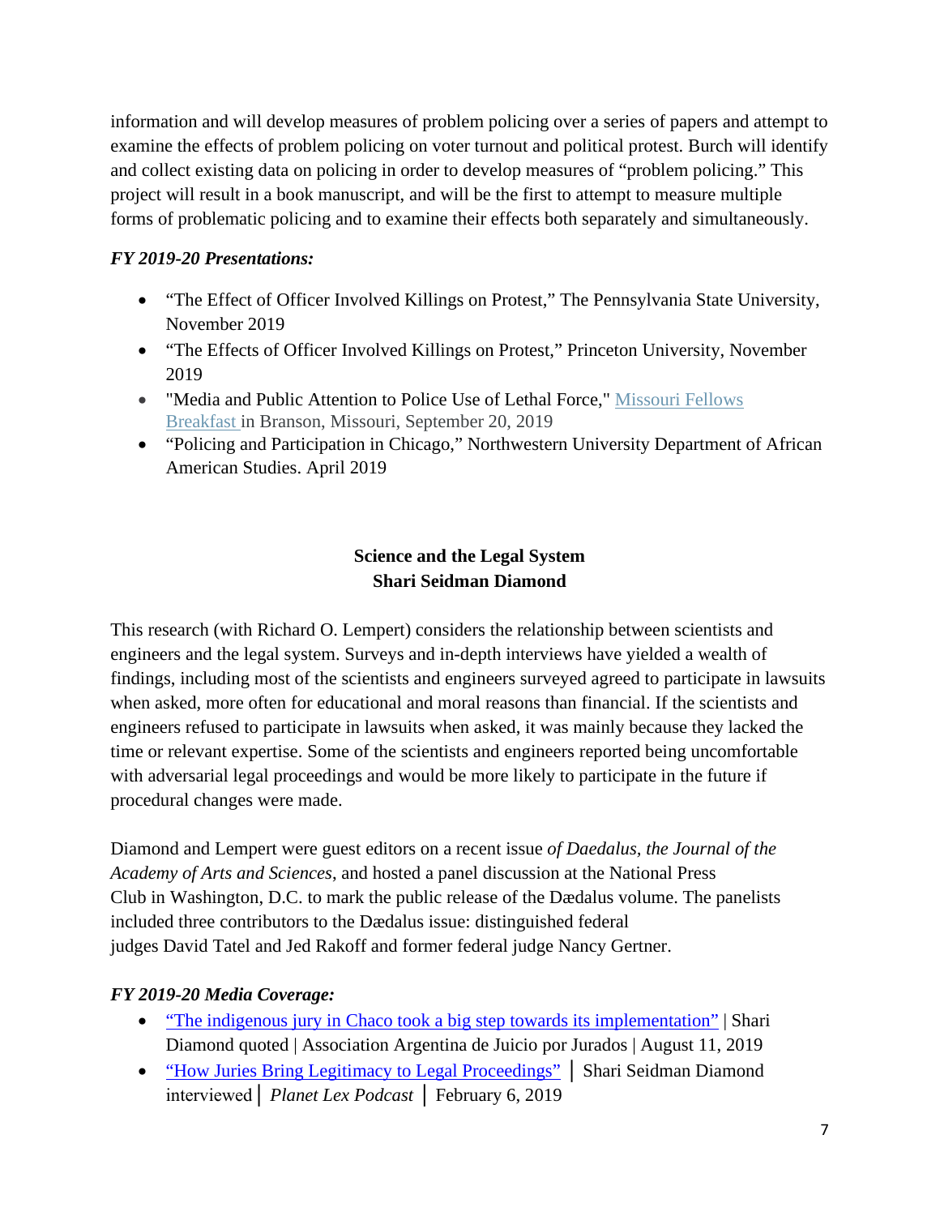information and will develop measures of problem policing over a series of papers and attempt to examine the effects of problem policing on voter turnout and political protest. Burch will identify and collect existing data on policing in order to develop measures of "problem policing." This project will result in a book manuscript, and will be the first to attempt to measure multiple forms of problematic policing and to examine their effects both separately and simultaneously.

***FY 2019-20 Presentations:***

- "The Effect of Officer Involved Killings on Protest," The Pennsylvania State University, November 2019
- "The Effects of Officer Involved Killings on Protest," Princeton University, November 2019
- "Media and Public Attention to Police Use of Lethal Force," Missouri Fellows Breakfast in Branson, Missouri, September 20, 2019
- "Policing and Participation in Chicago," Northwestern University Department of African American Studies. April 2019

**Science and the Legal System**
**Shari Seidman Diamond**

This research (with Richard O. Lempert) considers the relationship between scientists and engineers and the legal system. Surveys and in-depth interviews have yielded a wealth of findings, including most of the scientists and engineers surveyed agreed to participate in lawsuits when asked, more often for educational and moral reasons than financial. If the scientists and engineers refused to participate in lawsuits when asked, it was mainly because they lacked the time or relevant expertise. Some of the scientists and engineers reported being uncomfortable with adversarial legal proceedings and would be more likely to participate in the future if procedural changes were made.

Diamond and Lempert were guest editors on a recent issue *of Daedalus, the Journal of the Academy of Arts and Sciences*, and hosted a panel discussion at the National Press Club in Washington, D.C. to mark the public release of the Dædalus volume. The panelists included three contributors to the Dædalus issue: distinguished federal judges David Tatel and Jed Rakoff and former federal judge Nancy Gertner.

***FY 2019-20 Media Coverage:***

- "The indigenous jury in Chaco took a big step towards its implementation" | Shari Diamond quoted | Association Argentina de Juicio por Jurados | August 11, 2019
- "How Juries Bring Legitimacy to Legal Proceedings" │ Shari Seidman Diamond interviewed │ *Planet Lex Podcast* │ February 6, 2019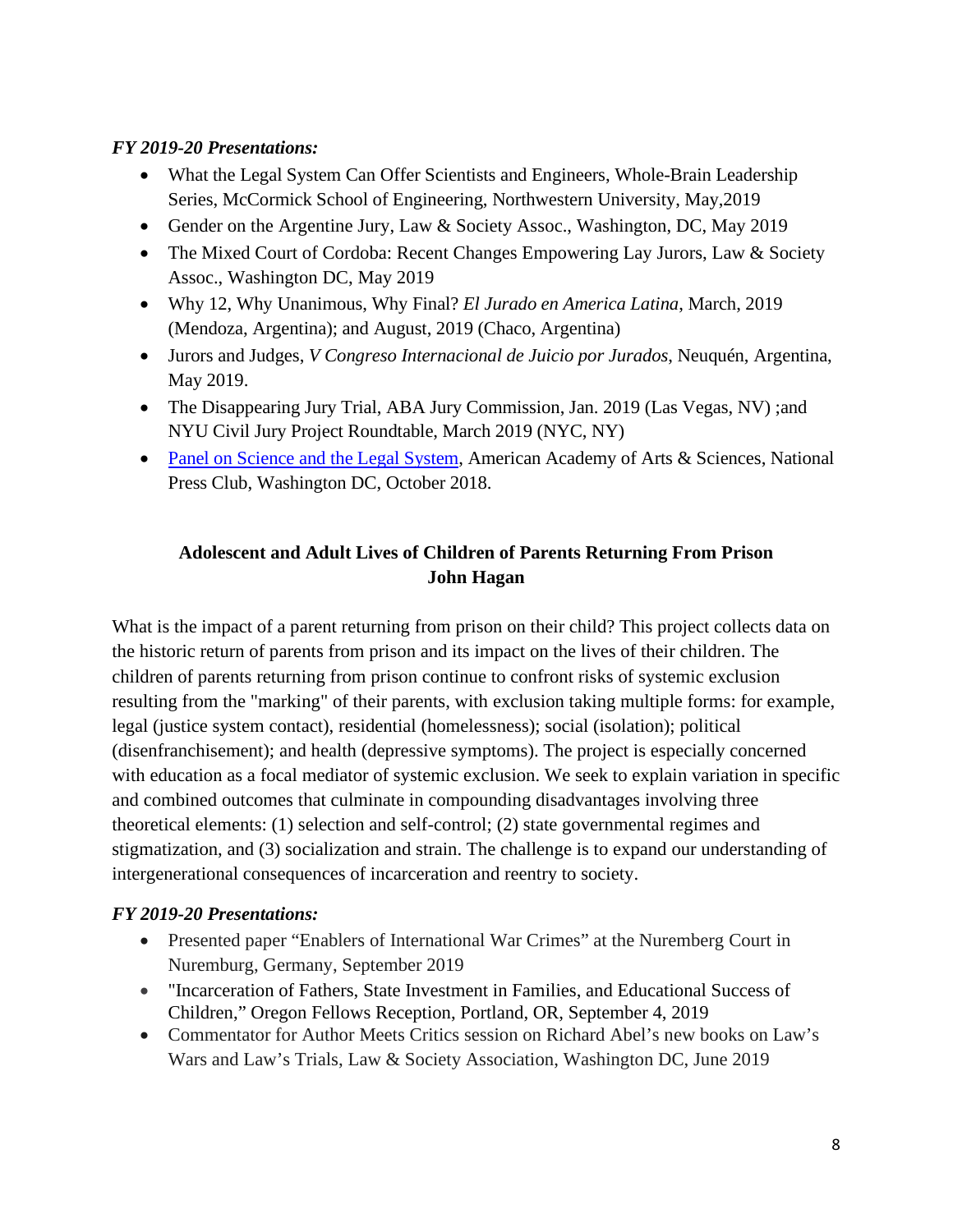### *FY 2019-20 Presentations:*

- What the Legal System Can Offer Scientists and Engineers, Whole-Brain Leadership Series, McCormick School of Engineering, Northwestern University, May,2019
- Gender on the Argentine Jury, Law & Society Assoc., Washington, DC, May 2019
- The Mixed Court of Cordoba: Recent Changes Empowering Lay Jurors, Law & Society Assoc., Washington DC, May 2019
- Why 12, Why Unanimous, Why Final? *El Jurado en America Latina*, March, 2019 (Mendoza, Argentina); and August, 2019 (Chaco, Argentina)
- Jurors and Judges, *V Congreso Internacional de Juicio por Jurados*, Neuquén, Argentina, May 2019.
- The Disappearing Jury Trial, ABA Jury Commission, Jan. 2019 (Las Vegas, NV) ;and NYU Civil Jury Project Roundtable, March 2019 (NYC, NY)
- Panel on Science and the Legal System, American Academy of Arts & Sciences, National Press Club, Washington DC, October 2018.

## Adolescent and Adult Lives of Children of Parents Returning From Prison
**John Hagan**

What is the impact of a parent returning from prison on their child? This project collects data on the historic return of parents from prison and its impact on the lives of their children. The children of parents returning from prison continue to confront risks of systemic exclusion resulting from the "marking" of their parents, with exclusion taking multiple forms: for example, legal (justice system contact), residential (homelessness); social (isolation); political (disenfranchisement); and health (depressive symptoms). The project is especially concerned with education as a focal mediator of systemic exclusion. We seek to explain variation in specific and combined outcomes that culminate in compounding disadvantages involving three theoretical elements: (1) selection and self-control; (2) state governmental regimes and stigmatization, and (3) socialization and strain. The challenge is to expand our understanding of intergenerational consequences of incarceration and reentry to society.

### *FY 2019-20 Presentations:*

- Presented paper "Enablers of International War Crimes" at the Nuremberg Court in Nuremburg, Germany, September 2019
- "Incarceration of Fathers, State Investment in Families, and Educational Success of Children," Oregon Fellows Reception, Portland, OR, September 4, 2019
- Commentator for Author Meets Critics session on Richard Abel's new books on Law's Wars and Law's Trials, Law & Society Association, Washington DC, June 2019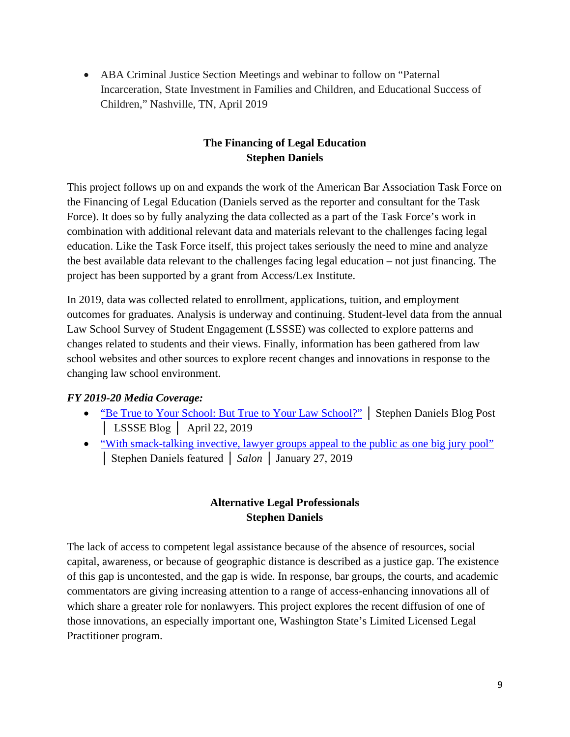- ABA Criminal Justice Section Meetings and webinar to follow on "Paternal Incarceration, State Investment in Families and Children, and Educational Success of Children," Nashville, TN, April 2019

## The Financing of Legal Education
**Stephen Daniels**

This project follows up on and expands the work of the American Bar Association Task Force on the Financing of Legal Education (Daniels served as the reporter and consultant for the Task Force). It does so by fully analyzing the data collected as a part of the Task Force's work in combination with additional relevant data and materials relevant to the challenges facing legal education. Like the Task Force itself, this project takes seriously the need to mine and analyze the best available data relevant to the challenges facing legal education – not just financing. The project has been supported by a grant from Access/Lex Institute.

In 2019, data was collected related to enrollment, applications, tuition, and employment outcomes for graduates. Analysis is underway and continuing. Student-level data from the annual Law School Survey of Student Engagement (LSSSE) was collected to explore patterns and changes related to students and their views. Finally, information has been gathered from law school websites and other sources to explore recent changes and innovations in response to the changing law school environment.

***FY 2019-20 Media Coverage:***

- "Be True to Your School: But True to Your Law School?" │ Stephen Daniels Blog Post │ LSSSE Blog │ April 22, 2019
- "With smack-talking invective, lawyer groups appeal to the public as one big jury pool" │ Stephen Daniels featured │ *Salon* │ January 27, 2019

## Alternative Legal Professionals
**Stephen Daniels**

The lack of access to competent legal assistance because of the absence of resources, social capital, awareness, or because of geographic distance is described as a justice gap. The existence of this gap is uncontested, and the gap is wide. In response, bar groups, the courts, and academic commentators are giving increasing attention to a range of access-enhancing innovations all of which share a greater role for nonlawyers. This project explores the recent diffusion of one of those innovations, an especially important one, Washington State's Limited Licensed Legal Practitioner program.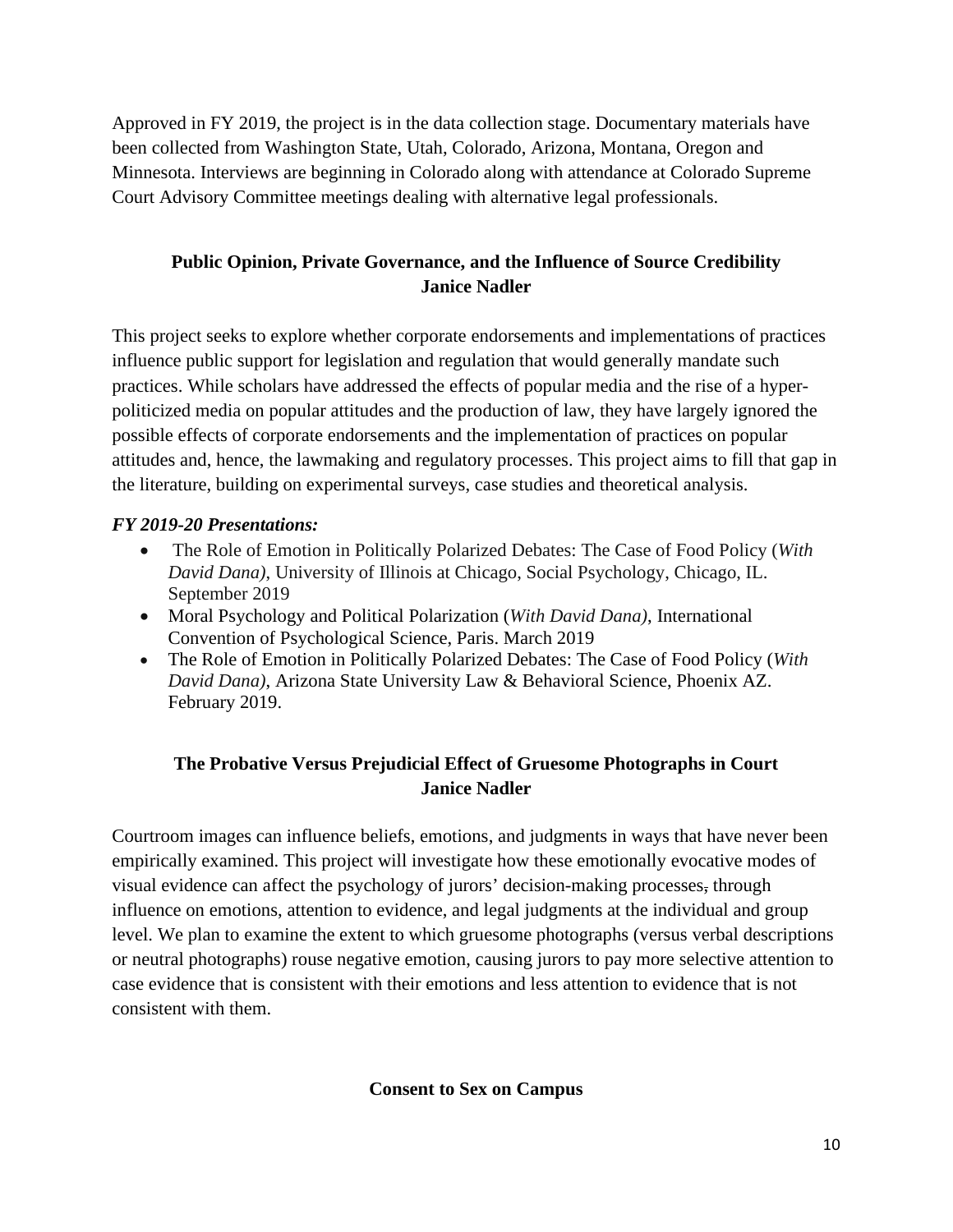Approved in FY 2019, the project is in the data collection stage. Documentary materials have been collected from Washington State, Utah, Colorado, Arizona, Montana, Oregon and Minnesota. Interviews are beginning in Colorado along with attendance at Colorado Supreme Court Advisory Committee meetings dealing with alternative legal professionals.

### Public Opinion, Private Governance, and the Influence of Source Credibility
**Janice Nadler**

This project seeks to explore whether corporate endorsements and implementations of practices influence public support for legislation and regulation that would generally mandate such practices. While scholars have addressed the effects of popular media and the rise of a hyper-politicized media on popular attitudes and the production of law, they have largely ignored the possible effects of corporate endorsements and the implementation of practices on popular attitudes and, hence, the lawmaking and regulatory processes. This project aims to fill that gap in the literature, building on experimental surveys, case studies and theoretical analysis.

***FY 2019-20 Presentations:***

- The Role of Emotion in Politically Polarized Debates: The Case of Food Policy (*With David Dana)*, University of Illinois at Chicago, Social Psychology, Chicago, IL. September 2019
- Moral Psychology and Political Polarization (*With David Dana)*, International Convention of Psychological Science, Paris. March 2019
- The Role of Emotion in Politically Polarized Debates: The Case of Food Policy (*With David Dana)*, Arizona State University Law & Behavioral Science, Phoenix AZ. February 2019.

### The Probative Versus Prejudicial Effect of Gruesome Photographs in Court
**Janice Nadler**

Courtroom images can influence beliefs, emotions, and judgments in ways that have never been empirically examined. This project will investigate how these emotionally evocative modes of visual evidence can affect the psychology of jurors' decision-making processes, through influence on emotions, attention to evidence, and legal judgments at the individual and group level. We plan to examine the extent to which gruesome photographs (versus verbal descriptions or neutral photographs) rouse negative emotion, causing jurors to pay more selective attention to case evidence that is consistent with their emotions and less attention to evidence that is not consistent with them.

### Consent to Sex on Campus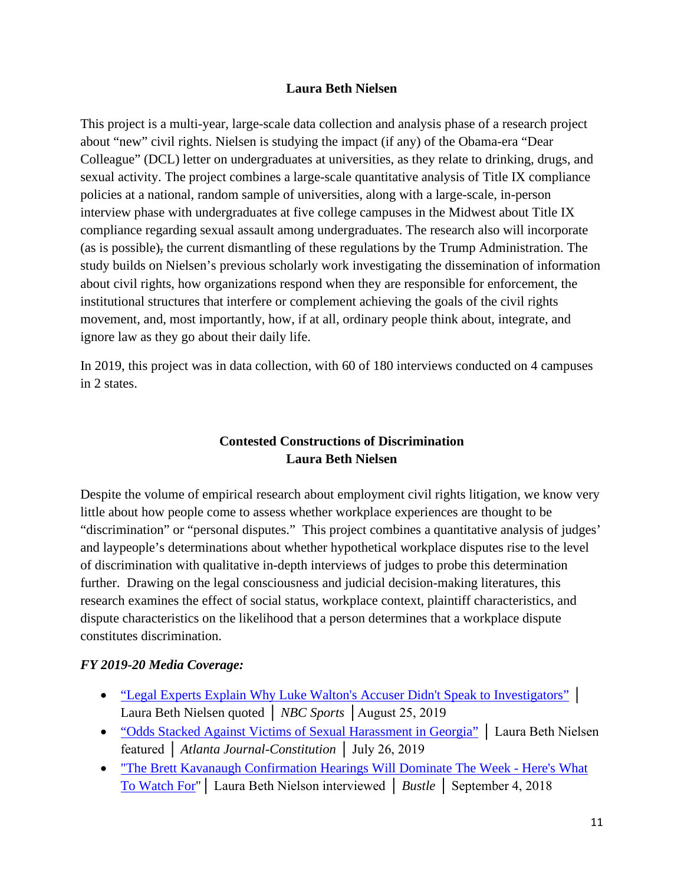**Laura Beth Nielsen**

This project is a multi-year, large-scale data collection and analysis phase of a research project about "new" civil rights. Nielsen is studying the impact (if any) of the Obama-era "Dear Colleague" (DCL) letter on undergraduates at universities, as they relate to drinking, drugs, and sexual activity. The project combines a large-scale quantitative analysis of Title IX compliance policies at a national, random sample of universities, along with a large-scale, in-person interview phase with undergraduates at five college campuses in the Midwest about Title IX compliance regarding sexual assault among undergraduates. The research also will incorporate (as is possible), the current dismantling of these regulations by the Trump Administration. The study builds on Nielsen's previous scholarly work investigating the dissemination of information about civil rights, how organizations respond when they are responsible for enforcement, the institutional structures that interfere or complement achieving the goals of the civil rights movement, and, most importantly, how, if at all, ordinary people think about, integrate, and ignore law as they go about their daily life.

In 2019, this project was in data collection, with 60 of 180 interviews conducted on 4 campuses in 2 states.

**Contested Constructions of Discrimination**
**Laura Beth Nielsen**

Despite the volume of empirical research about employment civil rights litigation, we know very little about how people come to assess whether workplace experiences are thought to be "discrimination" or "personal disputes." This project combines a quantitative analysis of judges' and laypeople's determinations about whether hypothetical workplace disputes rise to the level of discrimination with qualitative in-depth interviews of judges to probe this determination further. Drawing on the legal consciousness and judicial decision-making literatures, this research examines the effect of social status, workplace context, plaintiff characteristics, and dispute characteristics on the likelihood that a person determines that a workplace dispute constitutes discrimination.

***FY 2019-20 Media Coverage:***

- "Legal Experts Explain Why Luke Walton's Accuser Didn't Speak to Investigators" │ Laura Beth Nielsen quoted │ *NBC Sports* │August 25, 2019
- "Odds Stacked Against Victims of Sexual Harassment in Georgia" │ Laura Beth Nielsen featured │ *Atlanta Journal-Constitution* │ July 26, 2019
- "The Brett Kavanaugh Confirmation Hearings Will Dominate The Week - Here's What To Watch For" │ Laura Beth Nielson interviewed │ *Bustle* │ September 4, 2018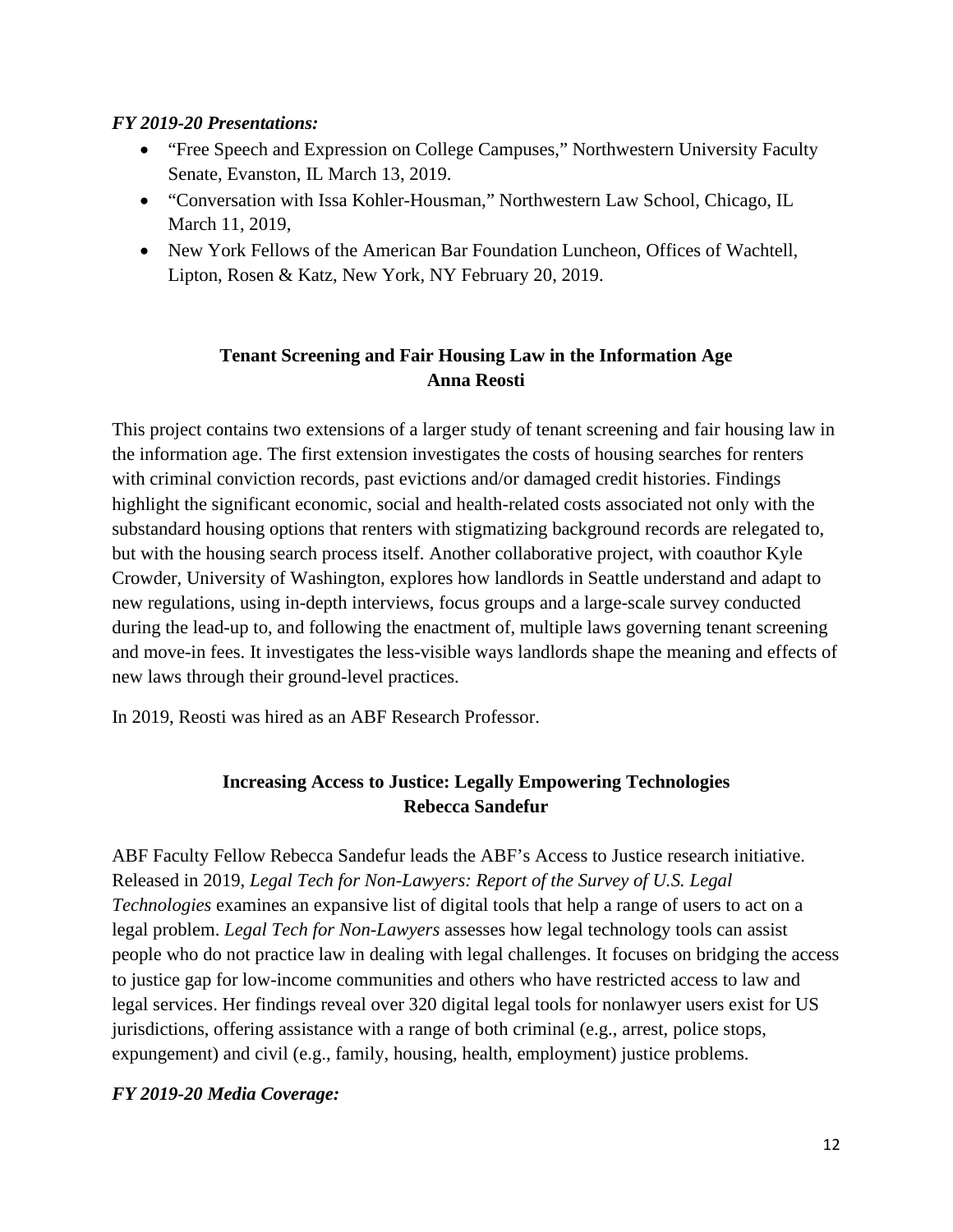*FY 2019-20 Presentations:*

- "Free Speech and Expression on College Campuses," Northwestern University Faculty Senate, Evanston, IL March 13, 2019.
- "Conversation with Issa Kohler-Housman," Northwestern Law School, Chicago, IL March 11, 2019,
- New York Fellows of the American Bar Foundation Luncheon, Offices of Wachtell, Lipton, Rosen & Katz, New York, NY February 20, 2019.

## Tenant Screening and Fair Housing Law in the Information Age
## Anna Reosti

This project contains two extensions of a larger study of tenant screening and fair housing law in the information age. The first extension investigates the costs of housing searches for renters with criminal conviction records, past evictions and/or damaged credit histories. Findings highlight the significant economic, social and health-related costs associated not only with the substandard housing options that renters with stigmatizing background records are relegated to, but with the housing search process itself. Another collaborative project, with coauthor Kyle Crowder, University of Washington, explores how landlords in Seattle understand and adapt to new regulations, using in-depth interviews, focus groups and a large-scale survey conducted during the lead-up to, and following the enactment of, multiple laws governing tenant screening and move-in fees. It investigates the less-visible ways landlords shape the meaning and effects of new laws through their ground-level practices.

In 2019, Reosti was hired as an ABF Research Professor.

## Increasing Access to Justice: Legally Empowering Technologies
## Rebecca Sandefur

ABF Faculty Fellow Rebecca Sandefur leads the ABF's Access to Justice research initiative. Released in 2019, *Legal Tech for Non-Lawyers: Report of the Survey of U.S. Legal Technologies* examines an expansive list of digital tools that help a range of users to act on a legal problem. *Legal Tech for Non-Lawyers* assesses how legal technology tools can assist people who do not practice law in dealing with legal challenges. It focuses on bridging the access to justice gap for low-income communities and others who have restricted access to law and legal services. Her findings reveal over 320 digital legal tools for nonlawyer users exist for US jurisdictions, offering assistance with a range of both criminal (e.g., arrest, police stops, expungement) and civil (e.g., family, housing, health, employment) justice problems.

*FY 2019-20 Media Coverage:*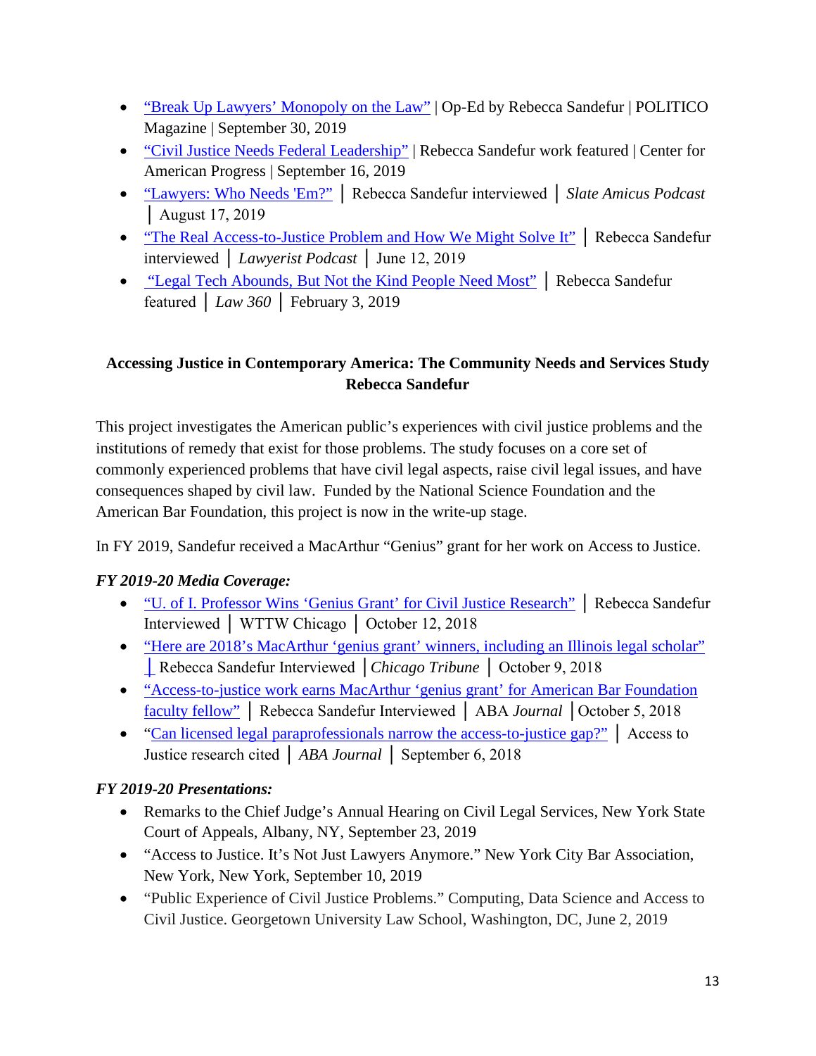- "Break Up Lawyers' Monopoly on the Law" | Op-Ed by Rebecca Sandefur | POLITICO Magazine | September 30, 2019
- "Civil Justice Needs Federal Leadership" | Rebecca Sandefur work featured | Center for American Progress | September 16, 2019
- "Lawyers: Who Needs 'Em?" │ Rebecca Sandefur interviewed │ *Slate Amicus Podcast* │ August 17, 2019
- "The Real Access-to-Justice Problem and How We Might Solve It" │ Rebecca Sandefur interviewed │ *Lawyerist Podcast* │ June 12, 2019
- "Legal Tech Abounds, But Not the Kind People Need Most" │ Rebecca Sandefur featured │ *Law 360* │ February 3, 2019

**Accessing Justice in Contemporary America: The Community Needs and Services Study**
**Rebecca Sandefur**

This project investigates the American public's experiences with civil justice problems and the institutions of remedy that exist for those problems. The study focuses on a core set of commonly experienced problems that have civil legal aspects, raise civil legal issues, and have consequences shaped by civil law. Funded by the National Science Foundation and the American Bar Foundation, this project is now in the write-up stage.

In FY 2019, Sandefur received a MacArthur "Genius" grant for her work on Access to Justice.

***FY 2019-20 Media Coverage:***

- "U. of I. Professor Wins 'Genius Grant' for Civil Justice Research" │ Rebecca Sandefur Interviewed │ WTTW Chicago │ October 12, 2018
- "Here are 2018's MacArthur 'genius grant' winners, including an Illinois legal scholar" │ Rebecca Sandefur Interviewed │*Chicago Tribune* │ October 9, 2018
- "Access-to-justice work earns MacArthur 'genius grant' for American Bar Foundation faculty fellow" │ Rebecca Sandefur Interviewed │ ABA *Journal* │October 5, 2018
- "Can licensed legal paraprofessionals narrow the access-to-justice gap?" │ Access to Justice research cited │ *ABA Journal* │ September 6, 2018

***FY 2019-20 Presentations:***

- Remarks to the Chief Judge's Annual Hearing on Civil Legal Services, New York State Court of Appeals, Albany, NY, September 23, 2019
- "Access to Justice. It's Not Just Lawyers Anymore." New York City Bar Association, New York, New York, September 10, 2019
- "Public Experience of Civil Justice Problems." Computing, Data Science and Access to Civil Justice. Georgetown University Law School, Washington, DC, June 2, 2019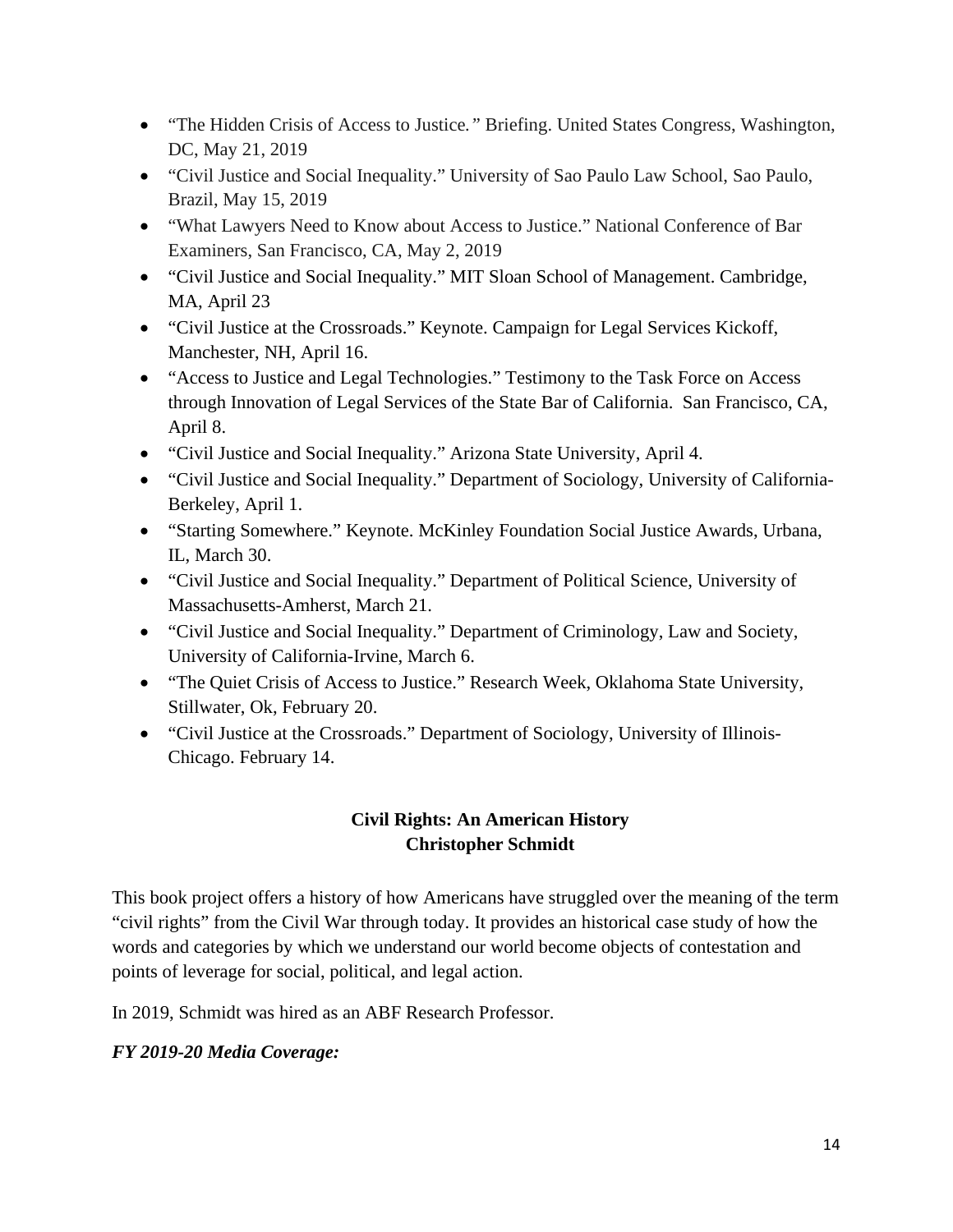- “The Hidden Crisis of Access to Justice.” Briefing. United States Congress, Washington, DC, May 21, 2019
- “Civil Justice and Social Inequality.” University of Sao Paulo Law School, Sao Paulo, Brazil, May 15, 2019
- “What Lawyers Need to Know about Access to Justice.” National Conference of Bar Examiners, San Francisco, CA, May 2, 2019
- “Civil Justice and Social Inequality.” MIT Sloan School of Management. Cambridge, MA, April 23
- “Civil Justice at the Crossroads.” Keynote. Campaign for Legal Services Kickoff, Manchester, NH, April 16.
- “Access to Justice and Legal Technologies.” Testimony to the Task Force on Access through Innovation of Legal Services of the State Bar of California. San Francisco, CA, April 8.
- “Civil Justice and Social Inequality.” Arizona State University, April 4.
- “Civil Justice and Social Inequality.” Department of Sociology, University of California-Berkeley, April 1.
- “Starting Somewhere.” Keynote. McKinley Foundation Social Justice Awards, Urbana, IL, March 30.
- “Civil Justice and Social Inequality.” Department of Political Science, University of Massachusetts-Amherst, March 21.
- “Civil Justice and Social Inequality.” Department of Criminology, Law and Society, University of California-Irvine, March 6.
- “The Quiet Crisis of Access to Justice.” Research Week, Oklahoma State University, Stillwater, Ok, February 20.
- “Civil Justice at the Crossroads.” Department of Sociology, University of Illinois-Chicago. February 14.

### Civil Rights: An American History
### Christopher Schmidt

This book project offers a history of how Americans have struggled over the meaning of the term “civil rights” from the Civil War through today. It provides an historical case study of how the words and categories by which we understand our world become objects of contestation and points of leverage for social, political, and legal action.

In 2019, Schmidt was hired as an ABF Research Professor.

***FY 2019-20 Media Coverage:***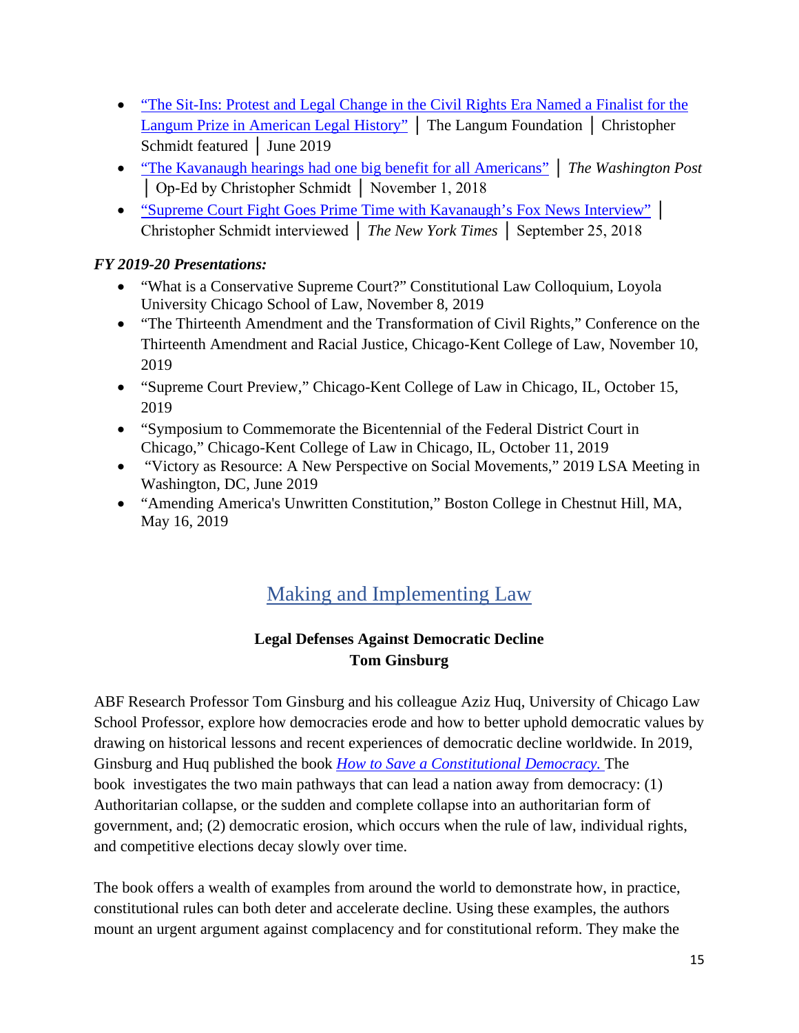- "The Sit-Ins: Protest and Legal Change in the Civil Rights Era Named a Finalist for the Langum Prize in American Legal History" │ The Langum Foundation │ Christopher Schmidt featured │ June 2019
- "The Kavanaugh hearings had one big benefit for all Americans" │ *The Washington Post* │ Op-Ed by Christopher Schmidt │ November 1, 2018
- "Supreme Court Fight Goes Prime Time with Kavanaugh's Fox News Interview" │ Christopher Schmidt interviewed │ *The New York Times* │ September 25, 2018

***FY 2019-20 Presentations:***

- "What is a Conservative Supreme Court?" Constitutional Law Colloquium, Loyola University Chicago School of Law, November 8, 2019
- "The Thirteenth Amendment and the Transformation of Civil Rights," Conference on the Thirteenth Amendment and Racial Justice, Chicago-Kent College of Law, November 10, 2019
- "Supreme Court Preview," Chicago-Kent College of Law in Chicago, IL, October 15, 2019
- "Symposium to Commemorate the Bicentennial of the Federal District Court in Chicago," Chicago-Kent College of Law in Chicago, IL, October 11, 2019
- "Victory as Resource: A New Perspective on Social Movements," 2019 LSA Meeting in Washington, DC, June 2019
- "Amending America's Unwritten Constitution," Boston College in Chestnut Hill, MA, May 16, 2019

## Making and Implementing Law

### Legal Defenses Against Democratic Decline
### Tom Ginsburg

ABF Research Professor Tom Ginsburg and his colleague Aziz Huq, University of Chicago Law School Professor, explore how democracies erode and how to better uphold democratic values by drawing on historical lessons and recent experiences of democratic decline worldwide. In 2019, Ginsburg and Huq published the book *How to Save a Constitutional Democracy.* The book investigates the two main pathways that can lead a nation away from democracy: (1) Authoritarian collapse, or the sudden and complete collapse into an authoritarian form of government, and; (2) democratic erosion, which occurs when the rule of law, individual rights, and competitive elections decay slowly over time.

The book offers a wealth of examples from around the world to demonstrate how, in practice, constitutional rules can both deter and accelerate decline. Using these examples, the authors mount an urgent argument against complacency and for constitutional reform. They make the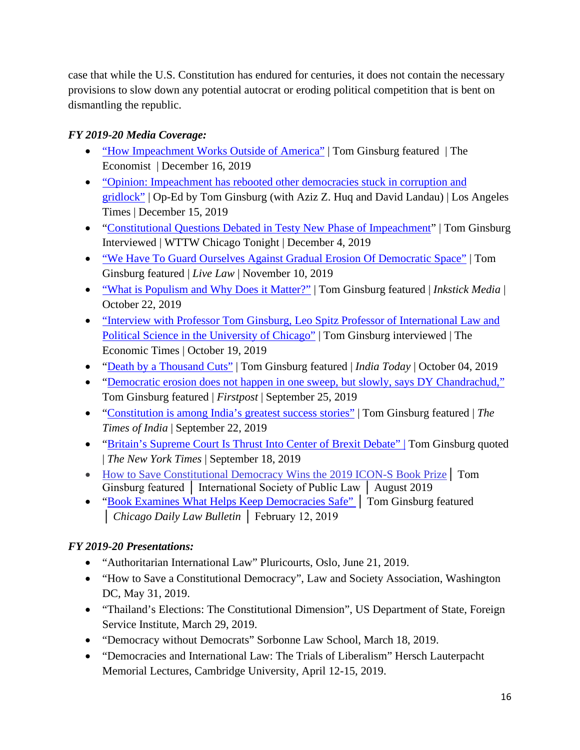case that while the U.S. Constitution has endured for centuries, it does not contain the necessary provisions to slow down any potential autocrat or eroding political competition that is bent on dismantling the republic.

***FY 2019-20 Media Coverage:***

- "How Impeachment Works Outside of America" | Tom Ginsburg featured | The Economist | December 16, 2019
- "Opinion: Impeachment has rebooted other democracies stuck in corruption and gridlock" | Op-Ed by Tom Ginsburg (with Aziz Z. Huq and David Landau) | Los Angeles Times | December 15, 2019
- "Constitutional Questions Debated in Testy New Phase of Impeachment" | Tom Ginsburg Interviewed | WTTW Chicago Tonight | December 4, 2019
- "We Have To Guard Ourselves Against Gradual Erosion Of Democratic Space" | Tom Ginsburg featured | *Live Law* | November 10, 2019
- "What is Populism and Why Does it Matter?" | Tom Ginsburg featured | *Inkstick Media* | October 22, 2019
- "Interview with Professor Tom Ginsburg, Leo Spitz Professor of International Law and Political Science in the University of Chicago" | Tom Ginsburg interviewed | The Economic Times | October 19, 2019
- "Death by a Thousand Cuts" | Tom Ginsburg featured | *India Today* | October 04, 2019
- "Democratic erosion does not happen in one sweep, but slowly, says DY Chandrachud," Tom Ginsburg featured | *Firstpost* | September 25, 2019
- "Constitution is among India's greatest success stories" | Tom Ginsburg featured | *The Times of India* | September 22, 2019
- "Britain's Supreme Court Is Thrust Into Center of Brexit Debate" | Tom Ginsburg quoted | *The New York Times* | September 18, 2019
- How to Save Constitutional Democracy Wins the 2019 ICON-S Book Prize | Tom Ginsburg featured | International Society of Public Law | August 2019
- "Book Examines What Helps Keep Democracies Safe" | Tom Ginsburg featured | *Chicago Daily Law Bulletin* | February 12, 2019

***FY 2019-20 Presentations:***

- "Authoritarian International Law" Pluricourts, Oslo, June 21, 2019.
- "How to Save a Constitutional Democracy", Law and Society Association, Washington DC, May 31, 2019.
- "Thailand's Elections: The Constitutional Dimension", US Department of State, Foreign Service Institute, March 29, 2019.
- "Democracy without Democrats" Sorbonne Law School, March 18, 2019.
- "Democracies and International Law: The Trials of Liberalism" Hersch Lauterpacht Memorial Lectures, Cambridge University, April 12-15, 2019.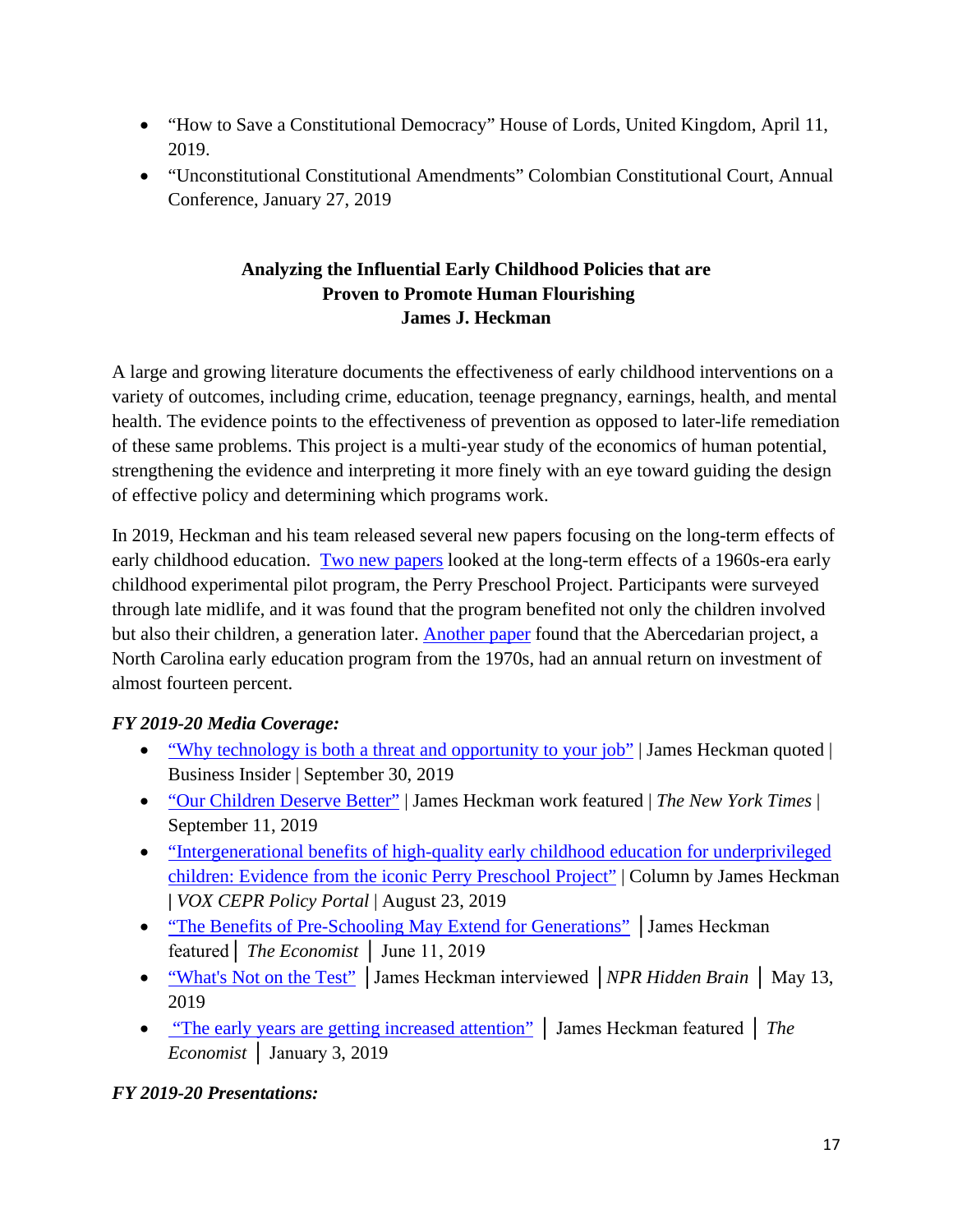- "How to Save a Constitutional Democracy" House of Lords, United Kingdom, April 11, 2019.
- "Unconstitutional Constitutional Amendments" Colombian Constitutional Court, Annual Conference, January 27, 2019

**Analyzing the Influential Early Childhood Policies that are Proven to Promote Human Flourishing**
**James J. Heckman**

A large and growing literature documents the effectiveness of early childhood interventions on a variety of outcomes, including crime, education, teenage pregnancy, earnings, health, and mental health. The evidence points to the effectiveness of prevention as opposed to later-life remediation of these same problems. This project is a multi-year study of the economics of human potential, strengthening the evidence and interpreting it more finely with an eye toward guiding the design of effective policy and determining which programs work.

In 2019, Heckman and his team released several new papers focusing on the long-term effects of early childhood education. Two new papers looked at the long-term effects of a 1960s-era early childhood experimental pilot program, the Perry Preschool Project. Participants were surveyed through late midlife, and it was found that the program benefited not only the children involved but also their children, a generation later. Another paper found that the Abercedarian project, a North Carolina early education program from the 1970s, had an annual return on investment of almost fourteen percent.

***FY 2019-20 Media Coverage:***

- "Why technology is both a threat and opportunity to your job" | James Heckman quoted | Business Insider | September 30, 2019
- "Our Children Deserve Better" | James Heckman work featured | *The New York Times* | September 11, 2019
- "Intergenerational benefits of high-quality early childhood education for underprivileged children: Evidence from the iconic Perry Preschool Project" | Column by James Heckman | *VOX CEPR Policy Portal* | August 23, 2019
- "The Benefits of Pre-Schooling May Extend for Generations" | James Heckman featured | *The Economist* | June 11, 2019
- "What's Not on the Test" | James Heckman interviewed | *NPR Hidden Brain* | May 13, 2019
- "The early years are getting increased attention" | James Heckman featured | *The Economist* | January 3, 2019

***FY 2019-20 Presentations:***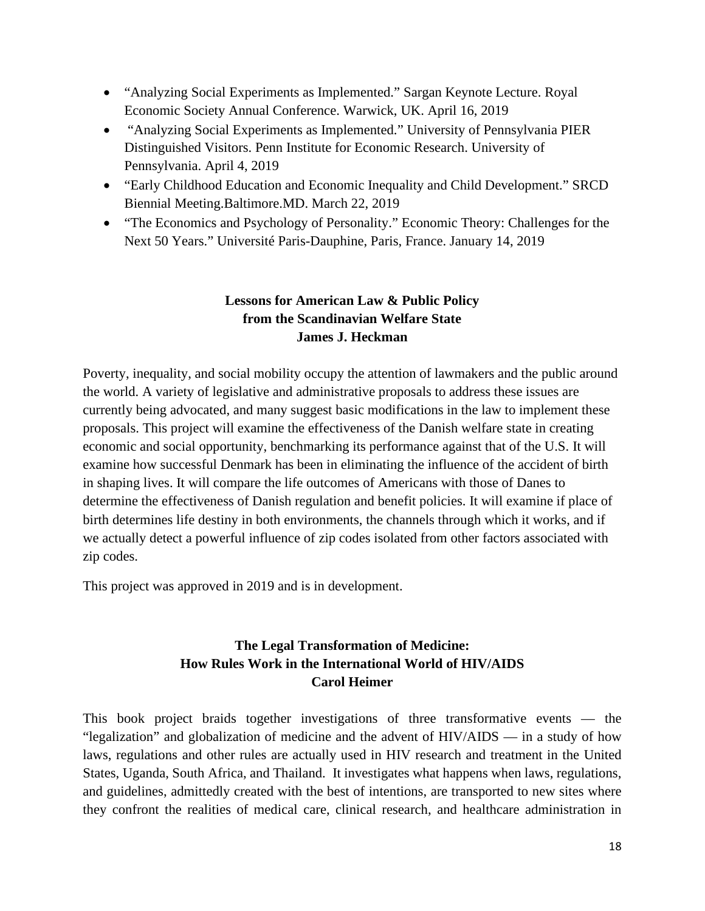- "Analyzing Social Experiments as Implemented." Sargan Keynote Lecture. Royal Economic Society Annual Conference. Warwick, UK. April 16, 2019
- "Analyzing Social Experiments as Implemented." University of Pennsylvania PIER Distinguished Visitors. Penn Institute for Economic Research. University of Pennsylvania. April 4, 2019
- "Early Childhood Education and Economic Inequality and Child Development." SRCD Biennial Meeting.Baltimore.MD. March 22, 2019
- "The Economics and Psychology of Personality." Economic Theory: Challenges for the Next 50 Years." Université Paris-Dauphine, Paris, France. January 14, 2019

**Lessons for American Law & Public Policy from the Scandinavian Welfare State**
**James J. Heckman**

Poverty, inequality, and social mobility occupy the attention of lawmakers and the public around the world. A variety of legislative and administrative proposals to address these issues are currently being advocated, and many suggest basic modifications in the law to implement these proposals. This project will examine the effectiveness of the Danish welfare state in creating economic and social opportunity, benchmarking its performance against that of the U.S. It will examine how successful Denmark has been in eliminating the influence of the accident of birth in shaping lives. It will compare the life outcomes of Americans with those of Danes to determine the effectiveness of Danish regulation and benefit policies. It will examine if place of birth determines life destiny in both environments, the channels through which it works, and if we actually detect a powerful influence of zip codes isolated from other factors associated with zip codes.

This project was approved in 2019 and is in development.

**The Legal Transformation of Medicine: How Rules Work in the International World of HIV/AIDS**
**Carol Heimer**

This book project braids together investigations of three transformative events — the "legalization" and globalization of medicine and the advent of HIV/AIDS — in a study of how laws, regulations and other rules are actually used in HIV research and treatment in the United States, Uganda, South Africa, and Thailand. It investigates what happens when laws, regulations, and guidelines, admittedly created with the best of intentions, are transported to new sites where they confront the realities of medical care, clinical research, and healthcare administration in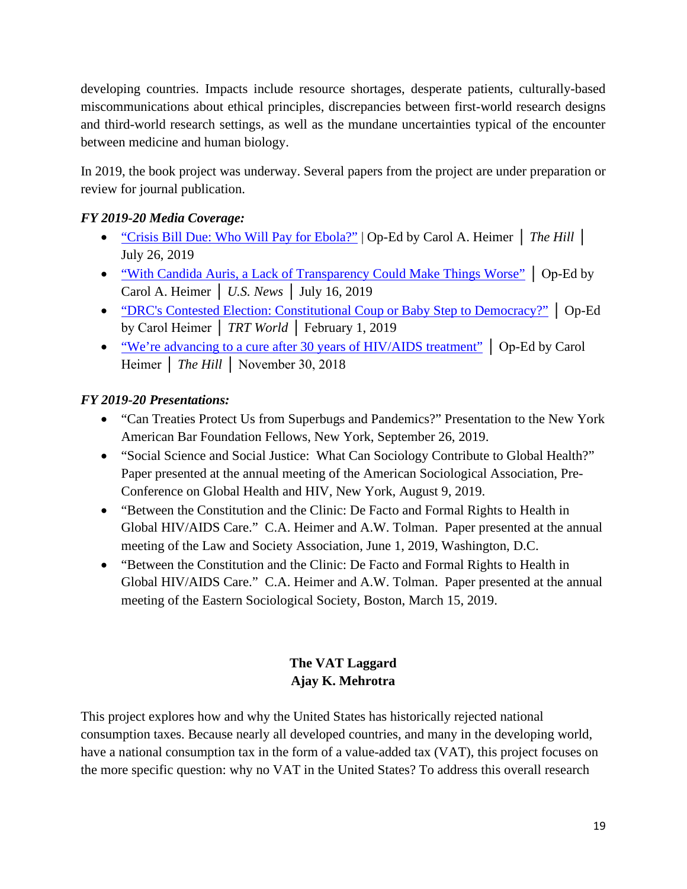developing countries. Impacts include resource shortages, desperate patients, culturally-based miscommunications about ethical principles, discrepancies between first-world research designs and third-world research settings, as well as the mundane uncertainties typical of the encounter between medicine and human biology.

In 2019, the book project was underway. Several papers from the project are under preparation or review for journal publication.

***FY 2019-20 Media Coverage:***

- "Crisis Bill Due: Who Will Pay for Ebola?" | Op-Ed by Carol A. Heimer │ *The Hill* │ July 26, 2019
- "With Candida Auris, a Lack of Transparency Could Make Things Worse" │ Op-Ed by Carol A. Heimer │ *U.S. News* │ July 16, 2019
- "DRC's Contested Election: Constitutional Coup or Baby Step to Democracy?" │ Op-Ed by Carol Heimer │ *TRT World* │ February 1, 2019
- "We're advancing to a cure after 30 years of HIV/AIDS treatment" │ Op-Ed by Carol Heimer │ *The Hill* │ November 30, 2018

***FY 2019-20 Presentations:***

- "Can Treaties Protect Us from Superbugs and Pandemics?" Presentation to the New York American Bar Foundation Fellows, New York, September 26, 2019.
- "Social Science and Social Justice: What Can Sociology Contribute to Global Health?" Paper presented at the annual meeting of the American Sociological Association, Pre-Conference on Global Health and HIV, New York, August 9, 2019.
- "Between the Constitution and the Clinic: De Facto and Formal Rights to Health in Global HIV/AIDS Care." C.A. Heimer and A.W. Tolman. Paper presented at the annual meeting of the Law and Society Association, June 1, 2019, Washington, D.C.
- "Between the Constitution and the Clinic: De Facto and Formal Rights to Health in Global HIV/AIDS Care." C.A. Heimer and A.W. Tolman. Paper presented at the annual meeting of the Eastern Sociological Society, Boston, March 15, 2019.

**The VAT Laggard**
**Ajay K. Mehrotra**

This project explores how and why the United States has historically rejected national consumption taxes. Because nearly all developed countries, and many in the developing world, have a national consumption tax in the form of a value-added tax (VAT), this project focuses on the more specific question: why no VAT in the United States? To address this overall research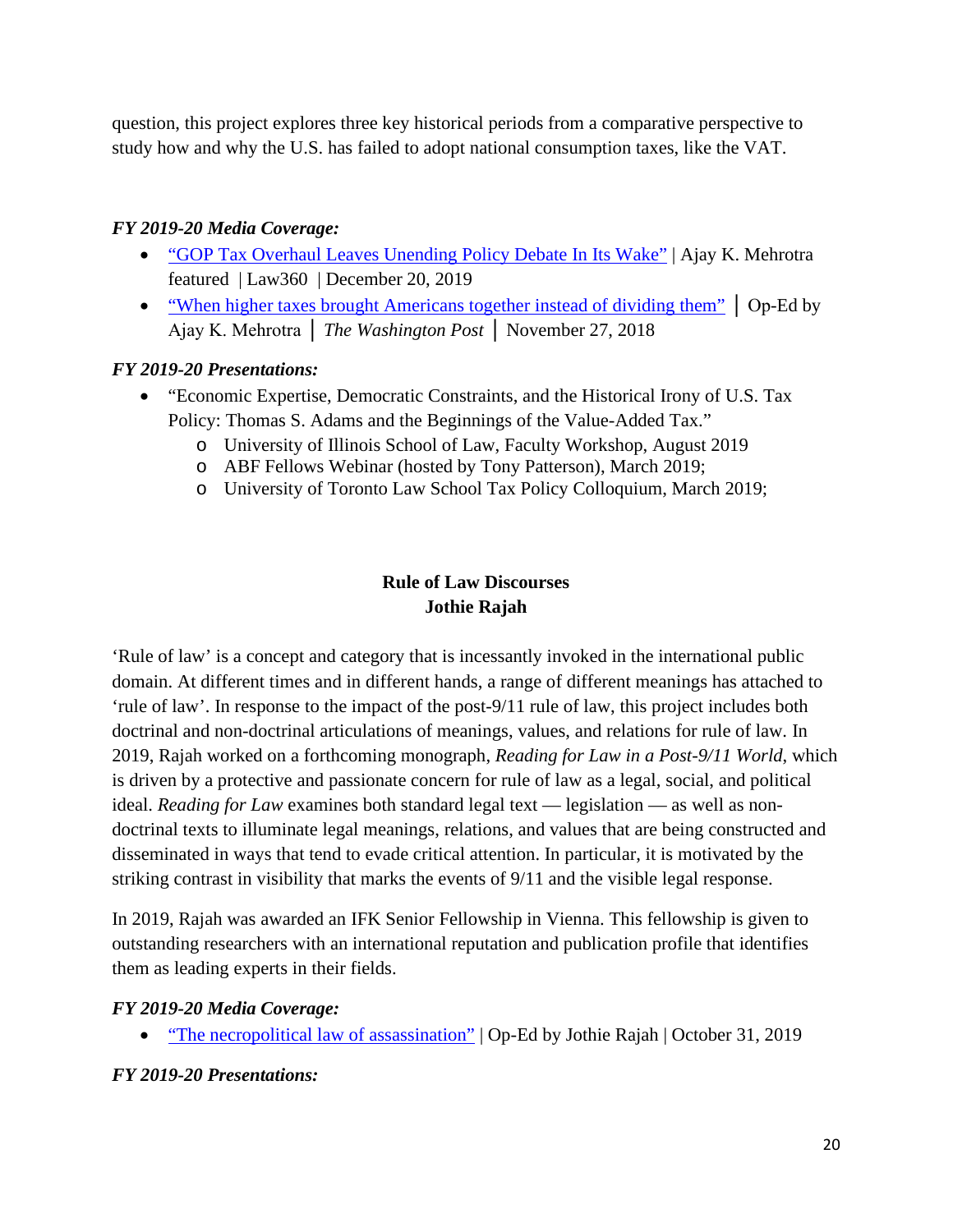question, this project explores three key historical periods from a comparative perspective to study how and why the U.S. has failed to adopt national consumption taxes, like the VAT.

***FY 2019-20 Media Coverage:***

- "GOP Tax Overhaul Leaves Unending Policy Debate In Its Wake" | Ajay K. Mehrotra featured | Law360 | December 20, 2019
- "When higher taxes brought Americans together instead of dividing them" │ Op-Ed by Ajay K. Mehrotra │ *The Washington Post* │ November 27, 2018

***FY 2019-20 Presentations:***

- "Economic Expertise, Democratic Constraints, and the Historical Irony of U.S. Tax Policy: Thomas S. Adams and the Beginnings of the Value-Added Tax."
  - University of Illinois School of Law, Faculty Workshop, August 2019
  - ABF Fellows Webinar (hosted by Tony Patterson), March 2019;
  - University of Toronto Law School Tax Policy Colloquium, March 2019;

**Rule of Law Discourses**
**Jothie Rajah**

'Rule of law' is a concept and category that is incessantly invoked in the international public domain. At different times and in different hands, a range of different meanings has attached to 'rule of law'. In response to the impact of the post-9/11 rule of law, this project includes both doctrinal and non-doctrinal articulations of meanings, values, and relations for rule of law. In 2019, Rajah worked on a forthcoming monograph, *Reading for Law in a Post-9/11 World*, which is driven by a protective and passionate concern for rule of law as a legal, social, and political ideal. *Reading for Law* examines both standard legal text — legislation — as well as non-doctrinal texts to illuminate legal meanings, relations, and values that are being constructed and disseminated in ways that tend to evade critical attention. In particular, it is motivated by the striking contrast in visibility that marks the events of 9/11 and the visible legal response.

In 2019, Rajah was awarded an IFK Senior Fellowship in Vienna. This fellowship is given to outstanding researchers with an international reputation and publication profile that identifies them as leading experts in their fields.

***FY 2019-20 Media Coverage:***

- "The necropolitical law of assassination" | Op-Ed by Jothie Rajah | October 31, 2019

***FY 2019-20 Presentations:***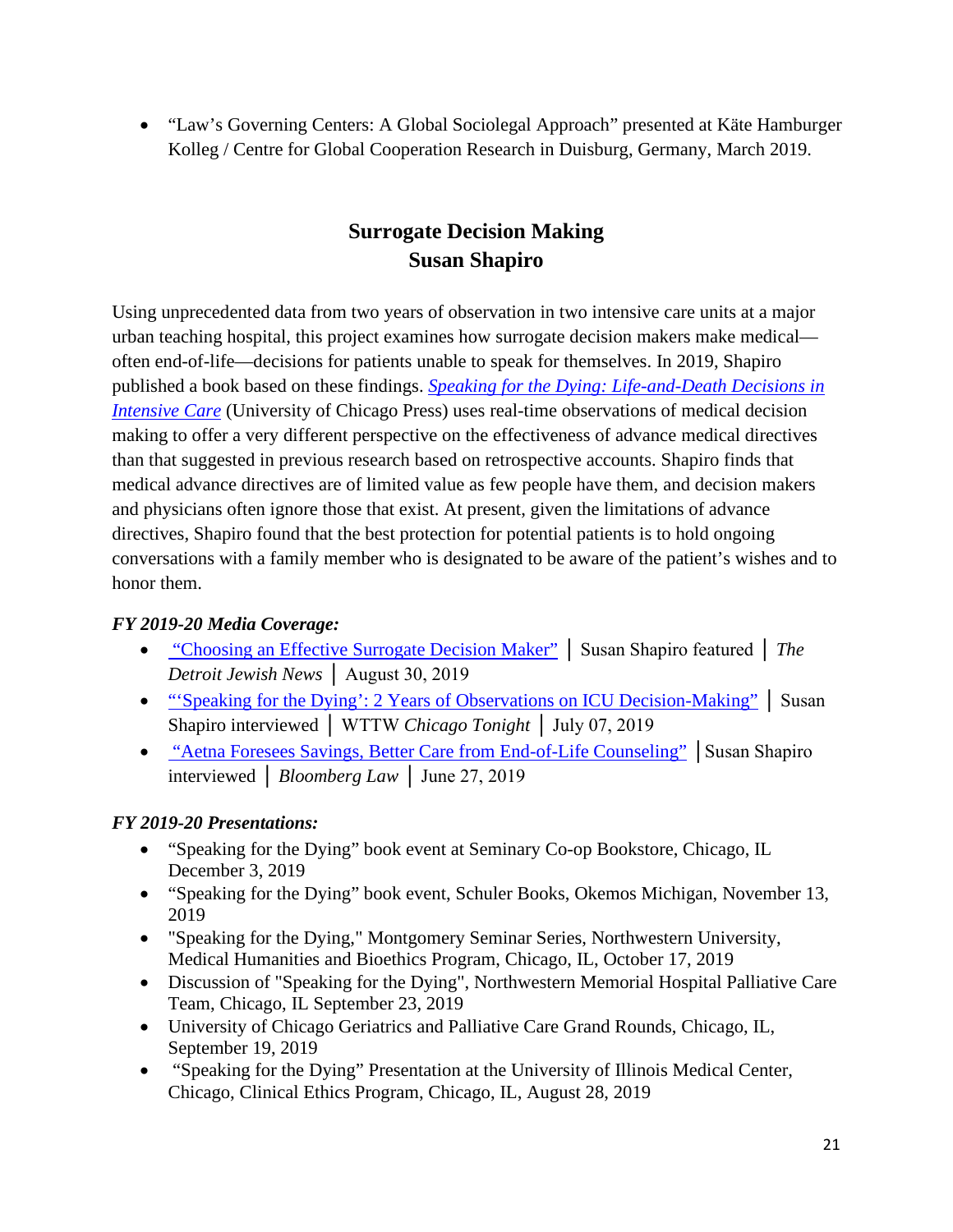- “Law’s Governing Centers: A Global Sociolegal Approach” presented at Käte Hamburger Kolleg / Centre for Global Cooperation Research in Duisburg, Germany, March 2019.

## Surrogate Decision Making
## Susan Shapiro

Using unprecedented data from two years of observation in two intensive care units at a major urban teaching hospital, this project examines how surrogate decision makers make medical—often end-of-life—decisions for patients unable to speak for themselves. In 2019, Shapiro published a book based on these findings. *Speaking for the Dying: Life-and-Death Decisions in Intensive Care* (University of Chicago Press) uses real-time observations of medical decision making to offer a very different perspective on the effectiveness of advance medical directives than that suggested in previous research based on retrospective accounts. Shapiro finds that medical advance directives are of limited value as few people have them, and decision makers and physicians often ignore those that exist. At present, given the limitations of advance directives, Shapiro found that the best protection for potential patients is to hold ongoing conversations with a family member who is designated to be aware of the patient’s wishes and to honor them.

***FY 2019-20 Media Coverage:***

- “Choosing an Effective Surrogate Decision Maker” │ Susan Shapiro featured │ *The Detroit Jewish News* │ August 30, 2019
- “‘Speaking for the Dying’: 2 Years of Observations on ICU Decision-Making” │ Susan Shapiro interviewed │ WTTW *Chicago Tonight* │ July 07, 2019
- “Aetna Foresees Savings, Better Care from End-of-Life Counseling” │Susan Shapiro interviewed │ *Bloomberg Law* │ June 27, 2019

***FY 2019-20 Presentations:***

- “Speaking for the Dying” book event at Seminary Co-op Bookstore, Chicago, IL December 3, 2019
- “Speaking for the Dying” book event, Schuler Books, Okemos Michigan, November 13, 2019
- "Speaking for the Dying," Montgomery Seminar Series, Northwestern University, Medical Humanities and Bioethics Program, Chicago, IL, October 17, 2019
- Discussion of "Speaking for the Dying", Northwestern Memorial Hospital Palliative Care Team, Chicago, IL September 23, 2019
- University of Chicago Geriatrics and Palliative Care Grand Rounds, Chicago, IL, September 19, 2019
- “Speaking for the Dying” Presentation at the University of Illinois Medical Center, Chicago, Clinical Ethics Program, Chicago, IL, August 28, 2019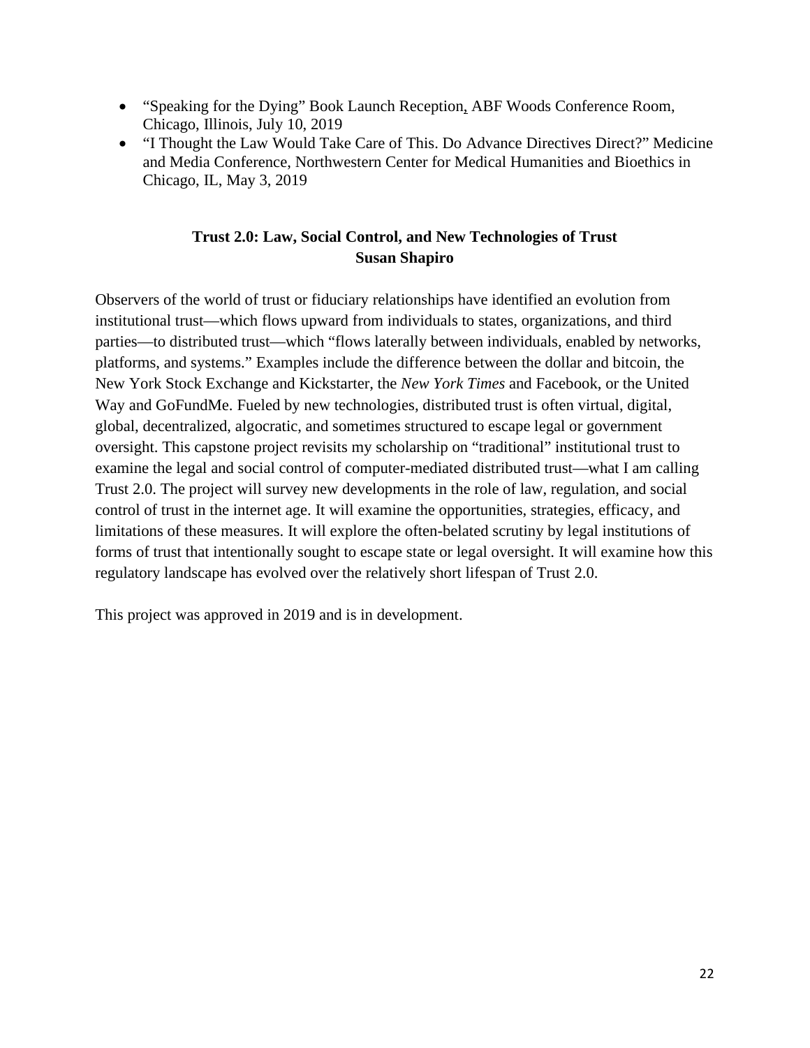- "Speaking for the Dying" Book Launch Reception, ABF Woods Conference Room, Chicago, Illinois, July 10, 2019
- "I Thought the Law Would Take Care of This. Do Advance Directives Direct?" Medicine and Media Conference, Northwestern Center for Medical Humanities and Bioethics in Chicago, IL, May 3, 2019

**Trust 2.0: Law, Social Control, and New Technologies of Trust**
**Susan Shapiro**

Observers of the world of trust or fiduciary relationships have identified an evolution from institutional trust—which flows upward from individuals to states, organizations, and third parties—to distributed trust—which "flows laterally between individuals, enabled by networks, platforms, and systems." Examples include the difference between the dollar and bitcoin, the New York Stock Exchange and Kickstarter, the *New York Times* and Facebook, or the United Way and GoFundMe. Fueled by new technologies, distributed trust is often virtual, digital, global, decentralized, algocratic, and sometimes structured to escape legal or government oversight. This capstone project revisits my scholarship on "traditional" institutional trust to examine the legal and social control of computer-mediated distributed trust—what I am calling Trust 2.0. The project will survey new developments in the role of law, regulation, and social control of trust in the internet age. It will examine the opportunities, strategies, efficacy, and limitations of these measures. It will explore the often-belated scrutiny by legal institutions of forms of trust that intentionally sought to escape state or legal oversight. It will examine how this regulatory landscape has evolved over the relatively short lifespan of Trust 2.0.

This project was approved in 2019 and is in development.